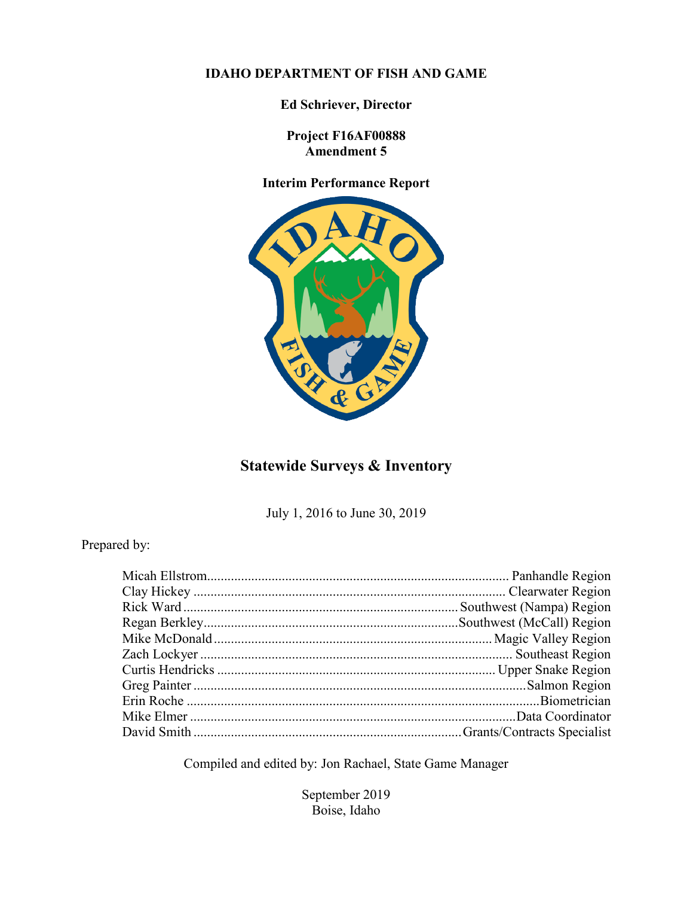**IDAHO DEPARTMENT OF FISH AND GAME**

**Ed Schriever, Director**

**Project F16AF00888**
**Amendment 5**

**Interim Performance Report**

# Statewide Surveys & Inventory

July 1, 2016 to June 30, 2019

Prepared by:

| | |
|---|---|
| Micah Ellstrom | Panhandle Region |
| Clay Hickey | Clearwater Region |
| Rick Ward | Southwest (Nampa) Region |
| Regan Berkley | Southwest (McCall) Region |
| Mike McDonald | Magic Valley Region |
| Zach Lockyer | Southeast Region |
| Curtis Hendricks | Upper Snake Region |
| Greg Painter | Salmon Region |
| Erin Roche | Biometrician |
| Mike Elmer | Data Coordinator |
| David Smith | Grants/Contracts Specialist |

Compiled and edited by: Jon Rachael, State Game Manager

September 2019
Boise, Idaho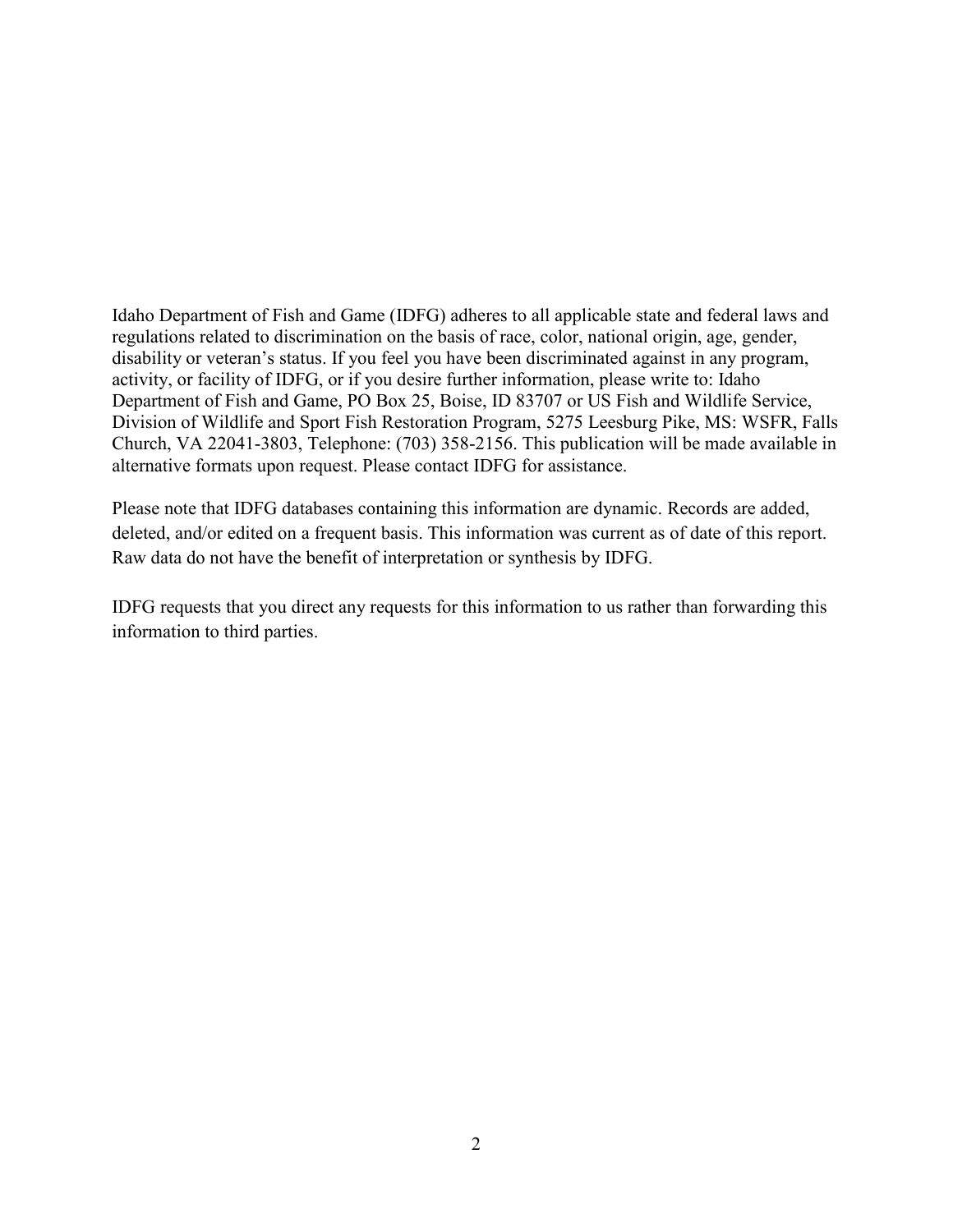Idaho Department of Fish and Game (IDFG) adheres to all applicable state and federal laws and regulations related to discrimination on the basis of race, color, national origin, age, gender, disability or veteran's status. If you feel you have been discriminated against in any program, activity, or facility of IDFG, or if you desire further information, please write to: Idaho Department of Fish and Game, PO Box 25, Boise, ID 83707 or US Fish and Wildlife Service, Division of Wildlife and Sport Fish Restoration Program, 5275 Leesburg Pike, MS: WSFR, Falls Church, VA 22041-3803, Telephone: (703) 358-2156. This publication will be made available in alternative formats upon request. Please contact IDFG for assistance.

Please note that IDFG databases containing this information are dynamic. Records are added, deleted, and/or edited on a frequent basis. This information was current as of date of this report. Raw data do not have the benefit of interpretation or synthesis by IDFG.

IDFG requests that you direct any requests for this information to us rather than forwarding this information to third parties.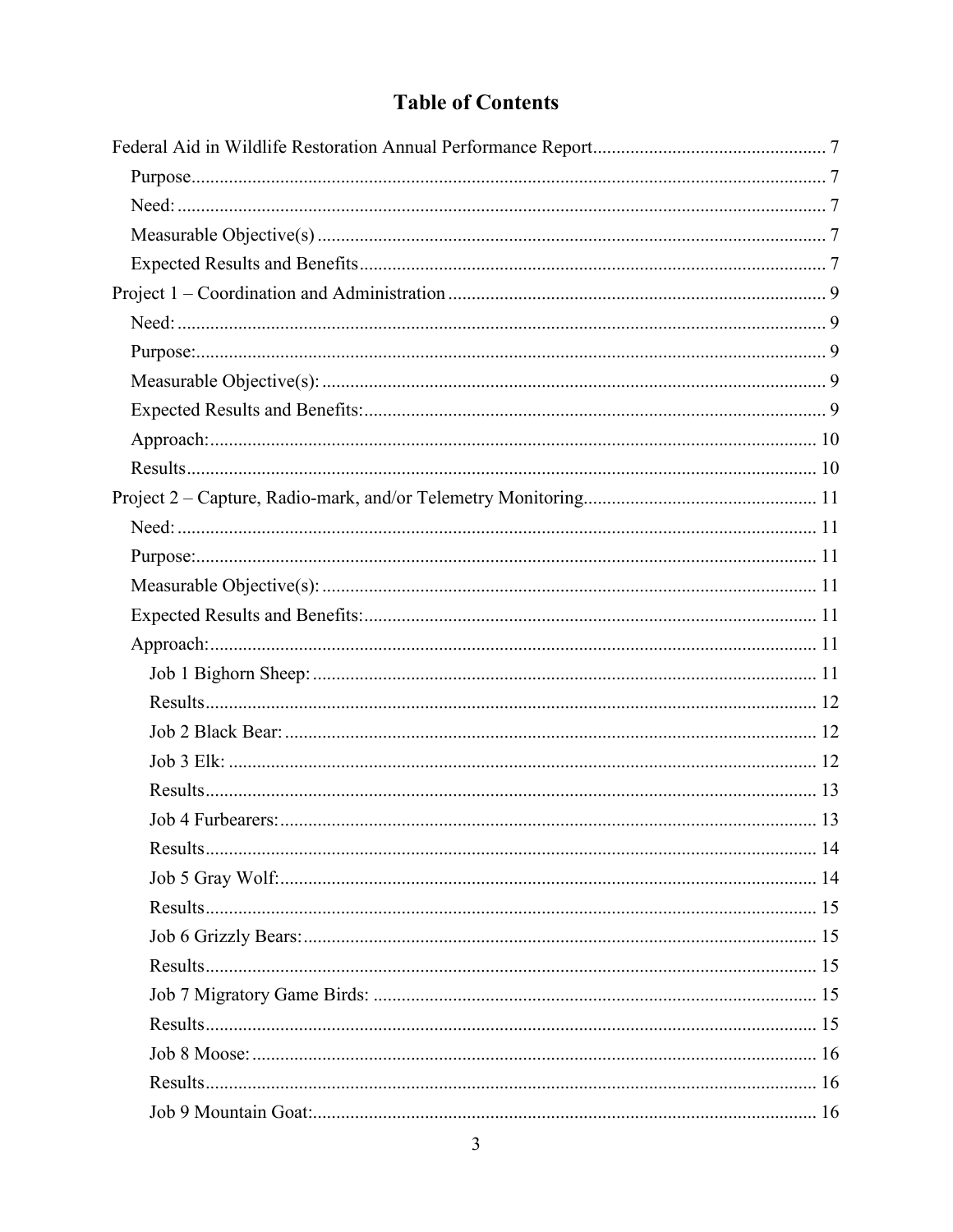# Table of Contents

Federal Aid in Wildlife Restoration Annual Performance Report ........ 7

- Purpose ........ 7
- Need: ........ 7
- Measurable Objective(s) ........ 7
- Expected Results and Benefits ........ 7

Project 1 – Coordination and Administration ........ 9

- Need: ........ 9
- Purpose: ........ 9
- Measurable Objective(s): ........ 9
- Expected Results and Benefits: ........ 9
- Approach: ........ 10
- Results ........ 10

Project 2 – Capture, Radio-mark, and/or Telemetry Monitoring ........ 11

- Need: ........ 11
- Purpose: ........ 11
- Measurable Objective(s): ........ 11
- Expected Results and Benefits: ........ 11
- Approach: ........ 11
  - Job 1 Bighorn Sheep: ........ 11
  - Results ........ 12
  - Job 2 Black Bear: ........ 12
  - Job 3 Elk: ........ 12
  - Results ........ 13
  - Job 4 Furbearers: ........ 13
  - Results ........ 14
  - Job 5 Gray Wolf: ........ 14
  - Results ........ 15
  - Job 6 Grizzly Bears: ........ 15
  - Results ........ 15
  - Job 7 Migratory Game Birds: ........ 15
  - Results ........ 15
  - Job 8 Moose: ........ 16
  - Results ........ 16
  - Job 9 Mountain Goat: ........ 16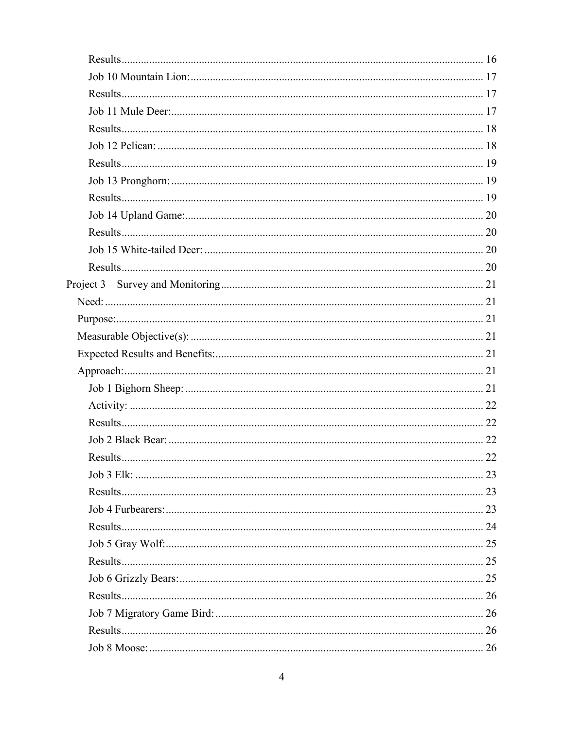Results ........................................................................................................................ 16
Job 10 Mountain Lion: ......................................................................................................... 17
Results ........................................................................................................................ 17
Job 11 Mule Deer: ................................................................................................................ 17
Results ........................................................................................................................ 18
Job 12 Pelican: ..................................................................................................................... 18
Results ........................................................................................................................ 19
Job 13 Pronghorn: ................................................................................................................ 19
Results ........................................................................................................................ 19
Job 14 Upland Game: ........................................................................................................... 20
Results ........................................................................................................................ 20
Job 15 White-tailed Deer: .................................................................................................... 20
Results ........................................................................................................................ 20
Project 3 – Survey and Monitoring ............................................................................................. 21
Need: ........................................................................................................................................ 21
Purpose: .................................................................................................................................... 21
Measurable Objective(s): ......................................................................................................... 21
Expected Results and Benefits: ................................................................................................ 21
Approach: ................................................................................................................................. 21
Job 1 Bighorn Sheep: ........................................................................................................... 21
Activity: ............................................................................................................................... 22
Results ........................................................................................................................ 22
Job 2 Black Bear: ................................................................................................................. 22
Results ........................................................................................................................ 22
Job 3 Elk: ............................................................................................................................ 23
Results ........................................................................................................................ 23
Job 4 Furbearers: ................................................................................................................. 23
Results ........................................................................................................................ 24
Job 5 Gray Wolf: .................................................................................................................. 25
Results ........................................................................................................................ 25
Job 6 Grizzly Bears: ............................................................................................................. 25
Results ........................................................................................................................ 26
Job 7 Migratory Game Bird: ................................................................................................ 26
Results ........................................................................................................................ 26
Job 8 Moose: ........................................................................................................................ 26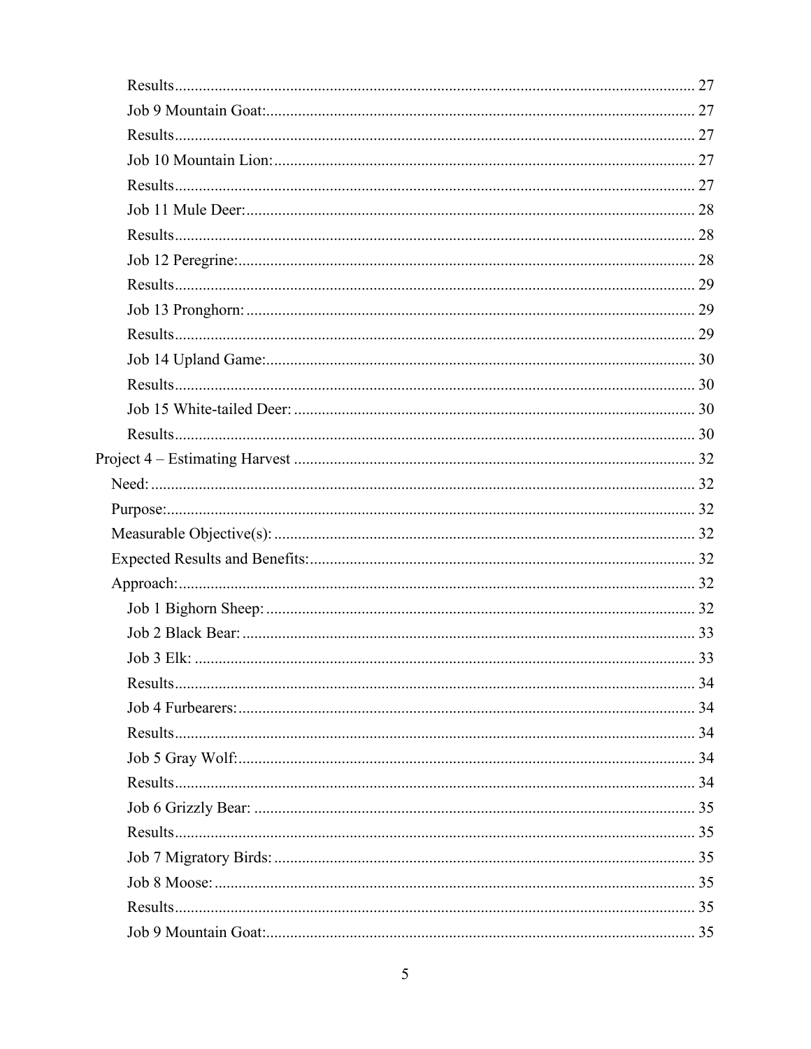Results ..... 27
Job 9 Mountain Goat: ..... 27
Results ..... 27
Job 10 Mountain Lion: ..... 27
Results ..... 27
Job 11 Mule Deer: ..... 28
Results ..... 28
Job 12 Peregrine: ..... 28
Results ..... 29
Job 13 Pronghorn: ..... 29
Results ..... 29
Job 14 Upland Game: ..... 30
Results ..... 30
Job 15 White-tailed Deer: ..... 30
Results ..... 30
Project 4 – Estimating Harvest ..... 32
Need: ..... 32
Purpose: ..... 32
Measurable Objective(s): ..... 32
Expected Results and Benefits: ..... 32
Approach: ..... 32
Job 1 Bighorn Sheep: ..... 32
Job 2 Black Bear: ..... 33
Job 3 Elk: ..... 33
Results ..... 34
Job 4 Furbearers: ..... 34
Results ..... 34
Job 5 Gray Wolf: ..... 34
Results ..... 34
Job 6 Grizzly Bear: ..... 35
Results ..... 35
Job 7 Migratory Birds: ..... 35
Job 8 Moose: ..... 35
Results ..... 35
Job 9 Mountain Goat: ..... 35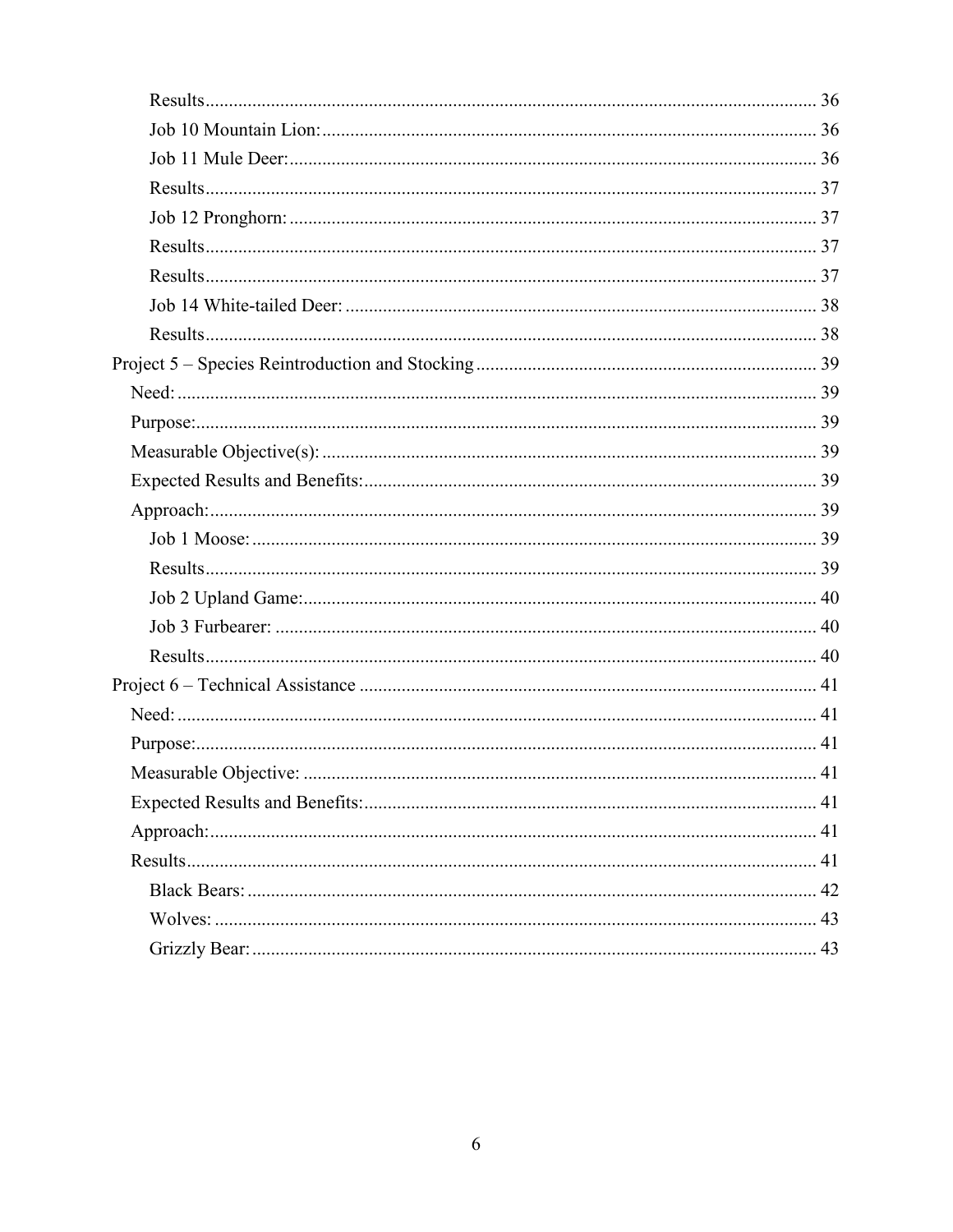- Results ........ 36
- Job 10 Mountain Lion: ........ 36
- Job 11 Mule Deer: ........ 36
- Results ........ 37
- Job 12 Pronghorn: ........ 37
- Results ........ 37
- Results ........ 37
- Job 14 White-tailed Deer: ........ 38
- Results ........ 38

Project 5 – Species Reintroduction and Stocking ........ 39

- Need: ........ 39
- Purpose: ........ 39
- Measurable Objective(s): ........ 39
- Expected Results and Benefits: ........ 39
- Approach: ........ 39
  - Job 1 Moose: ........ 39
  - Results ........ 39
  - Job 2 Upland Game: ........ 40
  - Job 3 Furbearer: ........ 40
  - Results ........ 40

Project 6 – Technical Assistance ........ 41

- Need: ........ 41
- Purpose: ........ 41
- Measurable Objective: ........ 41
- Expected Results and Benefits: ........ 41
- Approach: ........ 41
- Results ........ 41
  - Black Bears: ........ 42
  - Wolves: ........ 43
  - Grizzly Bear: ........ 43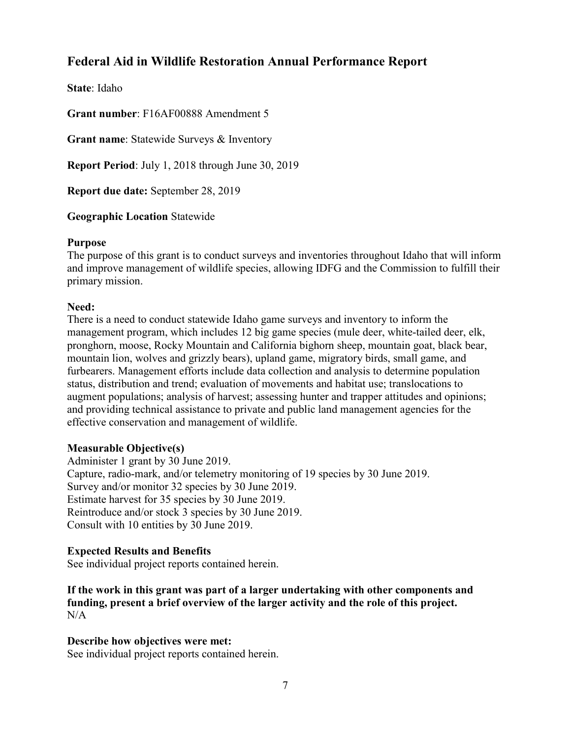# Federal Aid in Wildlife Restoration Annual Performance Report

**State**: Idaho

**Grant number**: F16AF00888 Amendment 5

**Grant name**: Statewide Surveys & Inventory

**Report Period**: July 1, 2018 through June 30, 2019

**Report due date:** September 28, 2019

**Geographic Location** Statewide

**Purpose**

The purpose of this grant is to conduct surveys and inventories throughout Idaho that will inform and improve management of wildlife species, allowing IDFG and the Commission to fulfill their primary mission.

**Need:**

There is a need to conduct statewide Idaho game surveys and inventory to inform the management program, which includes 12 big game species (mule deer, white-tailed deer, elk, pronghorn, moose, Rocky Mountain and California bighorn sheep, mountain goat, black bear, mountain lion, wolves and grizzly bears), upland game, migratory birds, small game, and furbearers. Management efforts include data collection and analysis to determine population status, distribution and trend; evaluation of movements and habitat use; translocations to augment populations; analysis of harvest; assessing hunter and trapper attitudes and opinions; and providing technical assistance to private and public land management agencies for the effective conservation and management of wildlife.

**Measurable Objective(s)**

Administer 1 grant by 30 June 2019.
Capture, radio-mark, and/or telemetry monitoring of 19 species by 30 June 2019.
Survey and/or monitor 32 species by 30 June 2019.
Estimate harvest for 35 species by 30 June 2019.
Reintroduce and/or stock 3 species by 30 June 2019.
Consult with 10 entities by 30 June 2019.

**Expected Results and Benefits**

See individual project reports contained herein.

**If the work in this grant was part of a larger undertaking with other components and funding, present a brief overview of the larger activity and the role of this project.**
N/A

**Describe how objectives were met:**

See individual project reports contained herein.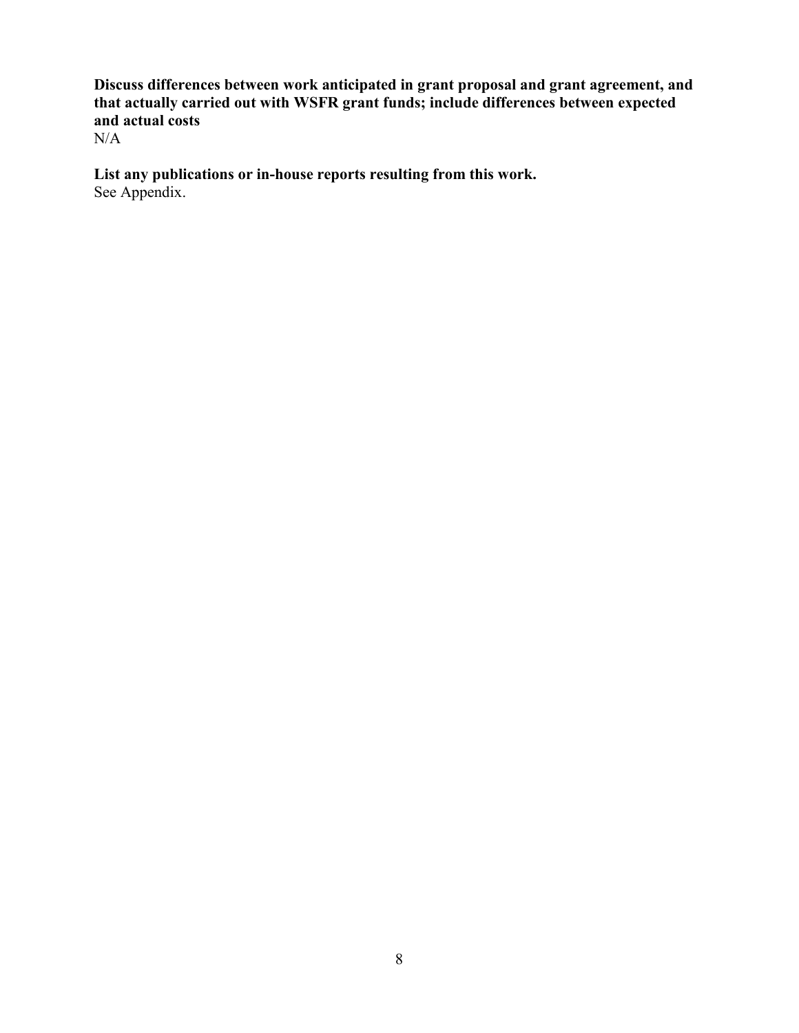**Discuss differences between work anticipated in grant proposal and grant agreement, and that actually carried out with WSFR grant funds; include differences between expected and actual costs**
N/A

**List any publications or in-house reports resulting from this work.**
See Appendix.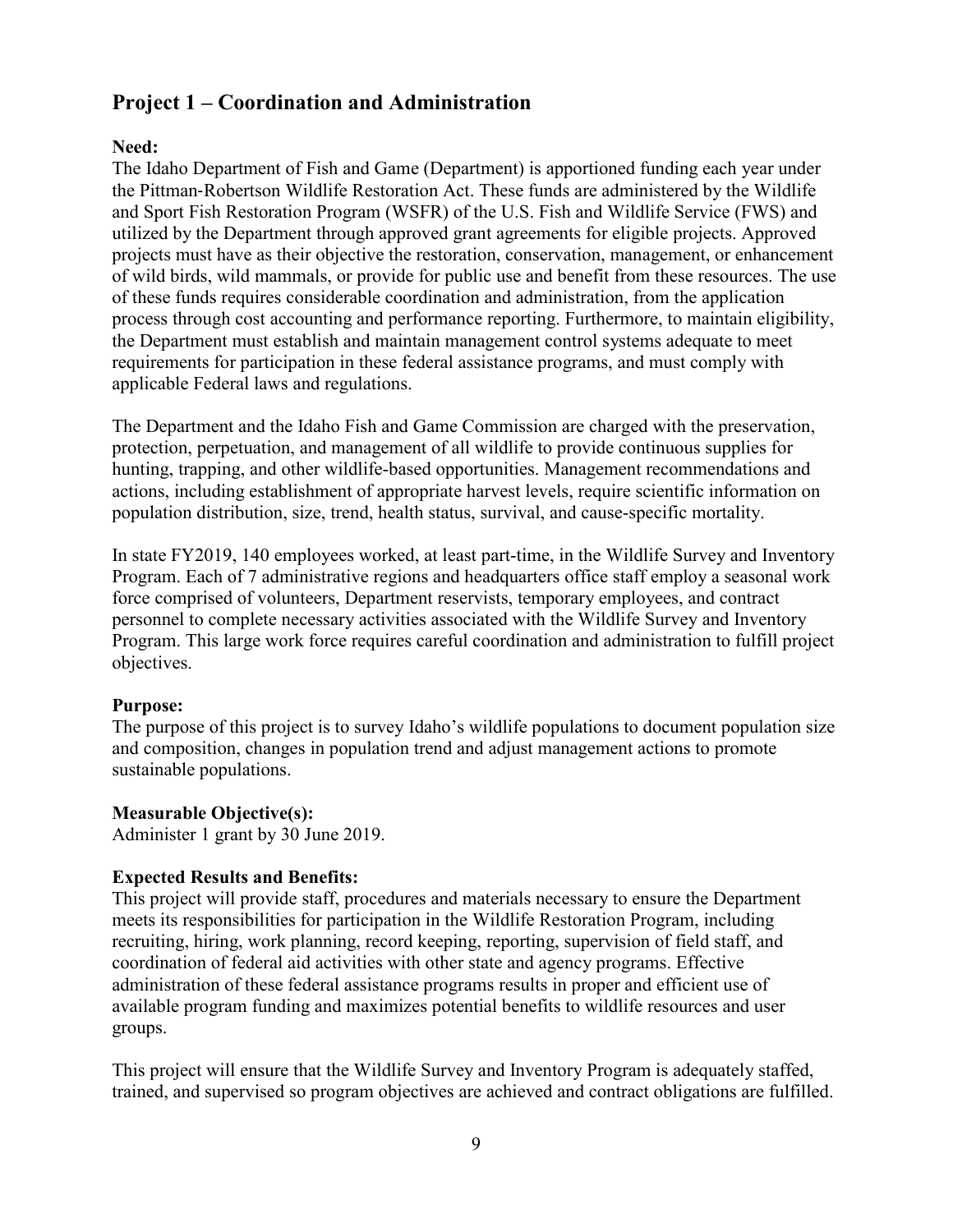## Project 1 – Coordination and Administration

**Need:**
The Idaho Department of Fish and Game (Department) is apportioned funding each year under the Pittman-Robertson Wildlife Restoration Act. These funds are administered by the Wildlife and Sport Fish Restoration Program (WSFR) of the U.S. Fish and Wildlife Service (FWS) and utilized by the Department through approved grant agreements for eligible projects. Approved projects must have as their objective the restoration, conservation, management, or enhancement of wild birds, wild mammals, or provide for public use and benefit from these resources. The use of these funds requires considerable coordination and administration, from the application process through cost accounting and performance reporting. Furthermore, to maintain eligibility, the Department must establish and maintain management control systems adequate to meet requirements for participation in these federal assistance programs, and must comply with applicable Federal laws and regulations.

The Department and the Idaho Fish and Game Commission are charged with the preservation, protection, perpetuation, and management of all wildlife to provide continuous supplies for hunting, trapping, and other wildlife-based opportunities. Management recommendations and actions, including establishment of appropriate harvest levels, require scientific information on population distribution, size, trend, health status, survival, and cause-specific mortality.

In state FY2019, 140 employees worked, at least part-time, in the Wildlife Survey and Inventory Program. Each of 7 administrative regions and headquarters office staff employ a seasonal work force comprised of volunteers, Department reservists, temporary employees, and contract personnel to complete necessary activities associated with the Wildlife Survey and Inventory Program. This large work force requires careful coordination and administration to fulfill project objectives.

**Purpose:**
The purpose of this project is to survey Idaho's wildlife populations to document population size and composition, changes in population trend and adjust management actions to promote sustainable populations.

**Measurable Objective(s):**
Administer 1 grant by 30 June 2019.

**Expected Results and Benefits:**
This project will provide staff, procedures and materials necessary to ensure the Department meets its responsibilities for participation in the Wildlife Restoration Program, including recruiting, hiring, work planning, record keeping, reporting, supervision of field staff, and coordination of federal aid activities with other state and agency programs. Effective administration of these federal assistance programs results in proper and efficient use of available program funding and maximizes potential benefits to wildlife resources and user groups.

This project will ensure that the Wildlife Survey and Inventory Program is adequately staffed, trained, and supervised so program objectives are achieved and contract obligations are fulfilled.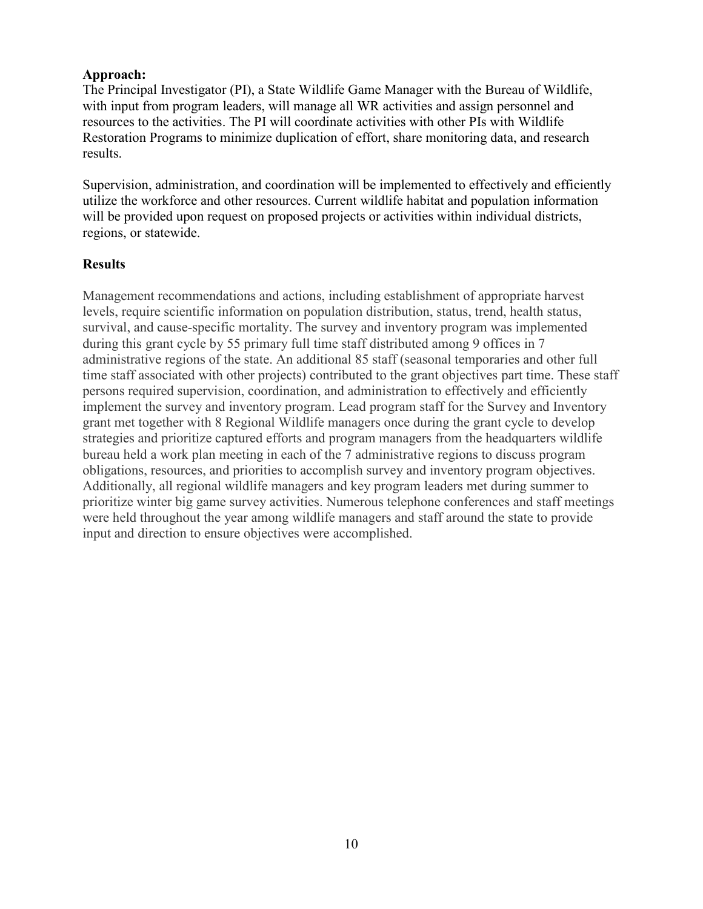**Approach:**
The Principal Investigator (PI), a State Wildlife Game Manager with the Bureau of Wildlife, with input from program leaders, will manage all WR activities and assign personnel and resources to the activities. The PI will coordinate activities with other PIs with Wildlife Restoration Programs to minimize duplication of effort, share monitoring data, and research results.

Supervision, administration, and coordination will be implemented to effectively and efficiently utilize the workforce and other resources. Current wildlife habitat and population information will be provided upon request on proposed projects or activities within individual districts, regions, or statewide.

## Results

Management recommendations and actions, including establishment of appropriate harvest levels, require scientific information on population distribution, status, trend, health status, survival, and cause-specific mortality. The survey and inventory program was implemented during this grant cycle by 55 primary full time staff distributed among 9 offices in 7 administrative regions of the state. An additional 85 staff (seasonal temporaries and other full time staff associated with other projects) contributed to the grant objectives part time. These staff persons required supervision, coordination, and administration to effectively and efficiently implement the survey and inventory program. Lead program staff for the Survey and Inventory grant met together with 8 Regional Wildlife managers once during the grant cycle to develop strategies and prioritize captured efforts and program managers from the headquarters wildlife bureau held a work plan meeting in each of the 7 administrative regions to discuss program obligations, resources, and priorities to accomplish survey and inventory program objectives. Additionally, all regional wildlife managers and key program leaders met during summer to prioritize winter big game survey activities. Numerous telephone conferences and staff meetings were held throughout the year among wildlife managers and staff around the state to provide input and direction to ensure objectives were accomplished.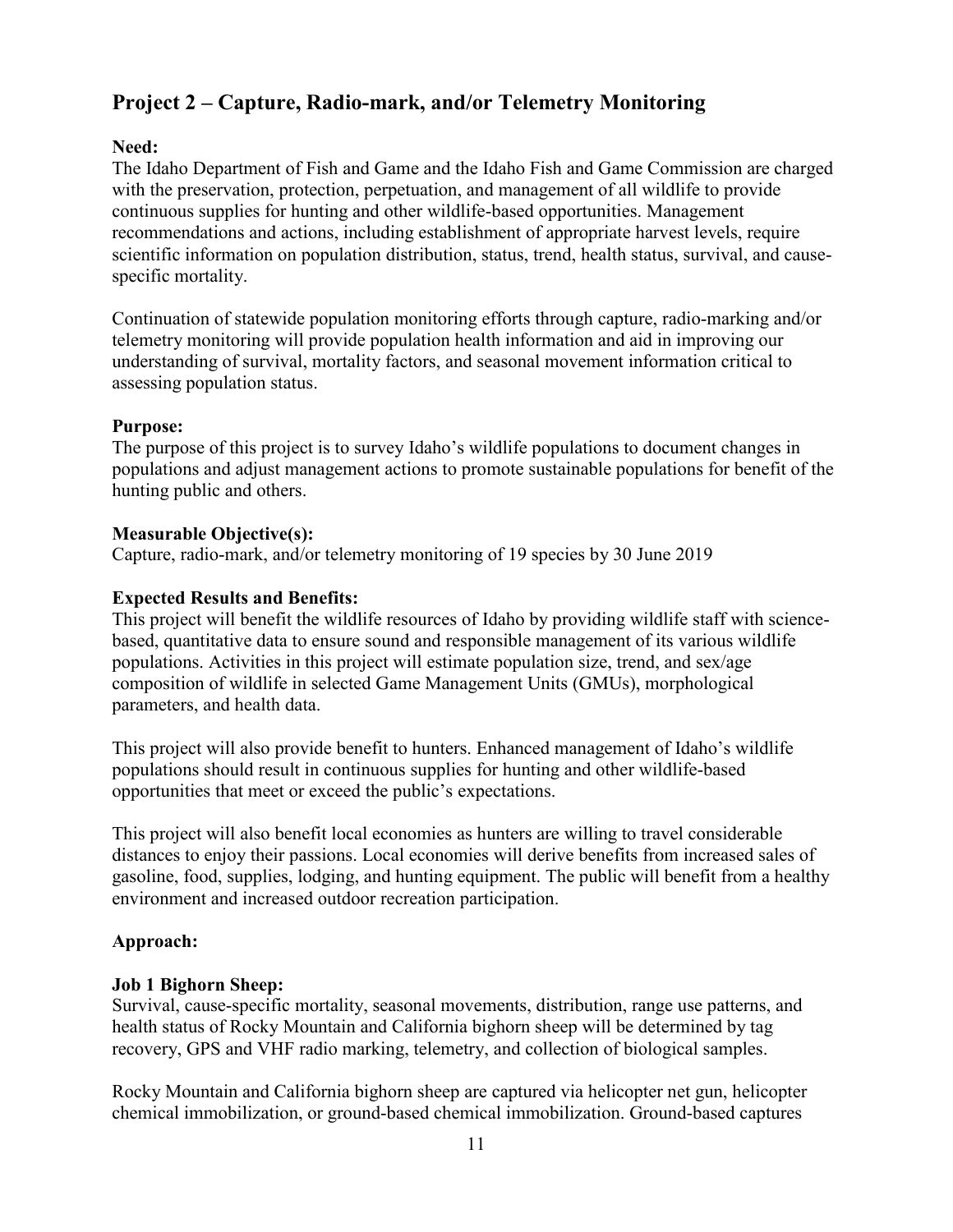## Project 2 – Capture, Radio-mark, and/or Telemetry Monitoring

**Need:**
The Idaho Department of Fish and Game and the Idaho Fish and Game Commission are charged with the preservation, protection, perpetuation, and management of all wildlife to provide continuous supplies for hunting and other wildlife-based opportunities. Management recommendations and actions, including establishment of appropriate harvest levels, require scientific information on population distribution, status, trend, health status, survival, and cause-specific mortality.

Continuation of statewide population monitoring efforts through capture, radio-marking and/or telemetry monitoring will provide population health information and aid in improving our understanding of survival, mortality factors, and seasonal movement information critical to assessing population status.

**Purpose:**
The purpose of this project is to survey Idaho's wildlife populations to document changes in populations and adjust management actions to promote sustainable populations for benefit of the hunting public and others.

**Measurable Objective(s):**
Capture, radio-mark, and/or telemetry monitoring of 19 species by 30 June 2019

**Expected Results and Benefits:**
This project will benefit the wildlife resources of Idaho by providing wildlife staff with science-based, quantitative data to ensure sound and responsible management of its various wildlife populations. Activities in this project will estimate population size, trend, and sex/age composition of wildlife in selected Game Management Units (GMUs), morphological parameters, and health data.

This project will also provide benefit to hunters. Enhanced management of Idaho's wildlife populations should result in continuous supplies for hunting and other wildlife-based opportunities that meet or exceed the public's expectations.

This project will also benefit local economies as hunters are willing to travel considerable distances to enjoy their passions. Local economies will derive benefits from increased sales of gasoline, food, supplies, lodging, and hunting equipment. The public will benefit from a healthy environment and increased outdoor recreation participation.

**Approach:**

**Job 1 Bighorn Sheep:**
Survival, cause-specific mortality, seasonal movements, distribution, range use patterns, and health status of Rocky Mountain and California bighorn sheep will be determined by tag recovery, GPS and VHF radio marking, telemetry, and collection of biological samples.

Rocky Mountain and California bighorn sheep are captured via helicopter net gun, helicopter chemical immobilization, or ground-based chemical immobilization. Ground-based captures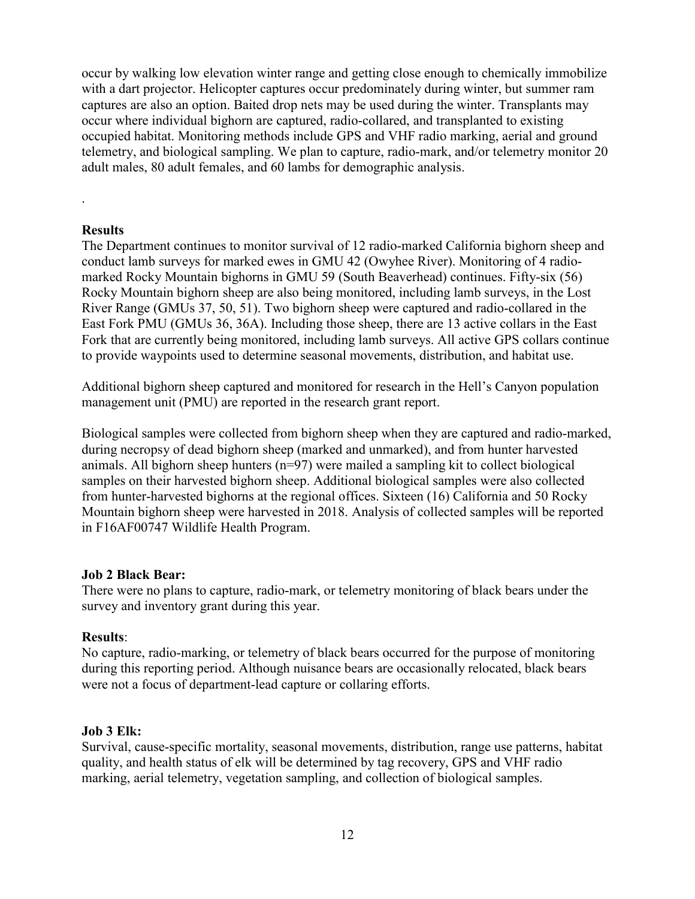occur by walking low elevation winter range and getting close enough to chemically immobilize with a dart projector. Helicopter captures occur predominately during winter, but summer ram captures are also an option. Baited drop nets may be used during the winter. Transplants may occur where individual bighorn are captured, radio-collared, and transplanted to existing occupied habitat. Monitoring methods include GPS and VHF radio marking, aerial and ground telemetry, and biological sampling. We plan to capture, radio-mark, and/or telemetry monitor 20 adult males, 80 adult females, and 60 lambs for demographic analysis.

.

**Results**

The Department continues to monitor survival of 12 radio-marked California bighorn sheep and conduct lamb surveys for marked ewes in GMU 42 (Owyhee River). Monitoring of 4 radio-marked Rocky Mountain bighorns in GMU 59 (South Beaverhead) continues. Fifty-six (56) Rocky Mountain bighorn sheep are also being monitored, including lamb surveys, in the Lost River Range (GMUs 37, 50, 51). Two bighorn sheep were captured and radio-collared in the East Fork PMU (GMUs 36, 36A). Including those sheep, there are 13 active collars in the East Fork that are currently being monitored, including lamb surveys. All active GPS collars continue to provide waypoints used to determine seasonal movements, distribution, and habitat use.

Additional bighorn sheep captured and monitored for research in the Hell's Canyon population management unit (PMU) are reported in the research grant report.

Biological samples were collected from bighorn sheep when they are captured and radio-marked, during necropsy of dead bighorn sheep (marked and unmarked), and from hunter harvested animals. All bighorn sheep hunters (n=97) were mailed a sampling kit to collect biological samples on their harvested bighorn sheep. Additional biological samples were also collected from hunter-harvested bighorns at the regional offices. Sixteen (16) California and 50 Rocky Mountain bighorn sheep were harvested in 2018. Analysis of collected samples will be reported in F16AF00747 Wildlife Health Program.

**Job 2 Black Bear:**

There were no plans to capture, radio-mark, or telemetry monitoring of black bears under the survey and inventory grant during this year.

**Results**:

No capture, radio-marking, or telemetry of black bears occurred for the purpose of monitoring during this reporting period. Although nuisance bears are occasionally relocated, black bears were not a focus of department-lead capture or collaring efforts.

**Job 3 Elk:**

Survival, cause-specific mortality, seasonal movements, distribution, range use patterns, habitat quality, and health status of elk will be determined by tag recovery, GPS and VHF radio marking, aerial telemetry, vegetation sampling, and collection of biological samples.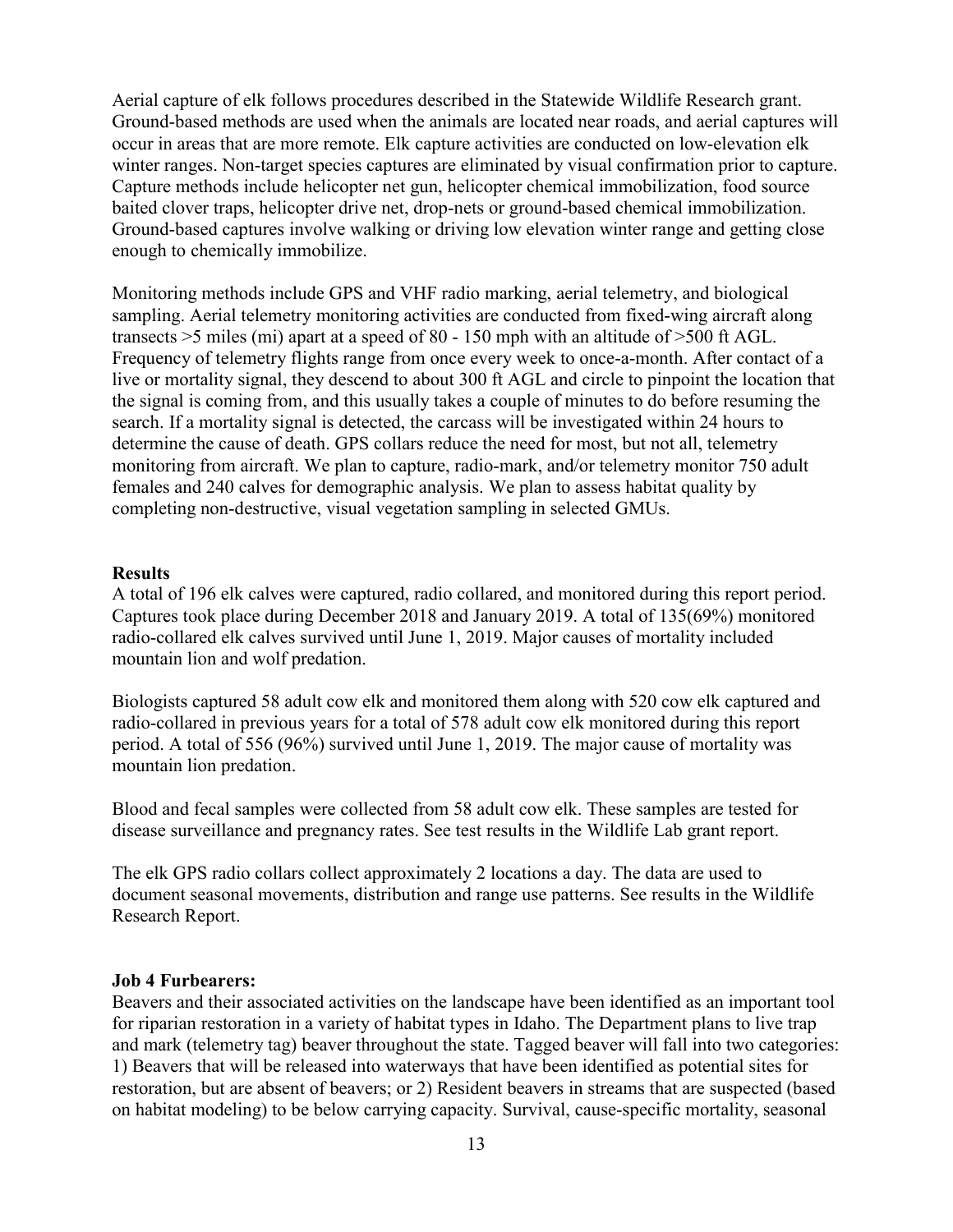Aerial capture of elk follows procedures described in the Statewide Wildlife Research grant. Ground-based methods are used when the animals are located near roads, and aerial captures will occur in areas that are more remote. Elk capture activities are conducted on low-elevation elk winter ranges. Non-target species captures are eliminated by visual confirmation prior to capture. Capture methods include helicopter net gun, helicopter chemical immobilization, food source baited clover traps, helicopter drive net, drop-nets or ground-based chemical immobilization. Ground-based captures involve walking or driving low elevation winter range and getting close enough to chemically immobilize.

Monitoring methods include GPS and VHF radio marking, aerial telemetry, and biological sampling. Aerial telemetry monitoring activities are conducted from fixed-wing aircraft along transects >5 miles (mi) apart at a speed of 80 - 150 mph with an altitude of >500 ft AGL. Frequency of telemetry flights range from once every week to once-a-month. After contact of a live or mortality signal, they descend to about 300 ft AGL and circle to pinpoint the location that the signal is coming from, and this usually takes a couple of minutes to do before resuming the search. If a mortality signal is detected, the carcass will be investigated within 24 hours to determine the cause of death. GPS collars reduce the need for most, but not all, telemetry monitoring from aircraft. We plan to capture, radio-mark, and/or telemetry monitor 750 adult females and 240 calves for demographic analysis. We plan to assess habitat quality by completing non-destructive, visual vegetation sampling in selected GMUs.

**Results**

A total of 196 elk calves were captured, radio collared, and monitored during this report period. Captures took place during December 2018 and January 2019. A total of 135(69%) monitored radio-collared elk calves survived until June 1, 2019. Major causes of mortality included mountain lion and wolf predation.

Biologists captured 58 adult cow elk and monitored them along with 520 cow elk captured and radio-collared in previous years for a total of 578 adult cow elk monitored during this report period. A total of 556 (96%) survived until June 1, 2019. The major cause of mortality was mountain lion predation.

Blood and fecal samples were collected from 58 adult cow elk. These samples are tested for disease surveillance and pregnancy rates. See test results in the Wildlife Lab grant report.

The elk GPS radio collars collect approximately 2 locations a day. The data are used to document seasonal movements, distribution and range use patterns. See results in the Wildlife Research Report.

**Job 4 Furbearers:**

Beavers and their associated activities on the landscape have been identified as an important tool for riparian restoration in a variety of habitat types in Idaho. The Department plans to live trap and mark (telemetry tag) beaver throughout the state. Tagged beaver will fall into two categories: 1) Beavers that will be released into waterways that have been identified as potential sites for restoration, but are absent of beavers; or 2) Resident beavers in streams that are suspected (based on habitat modeling) to be below carrying capacity. Survival, cause-specific mortality, seasonal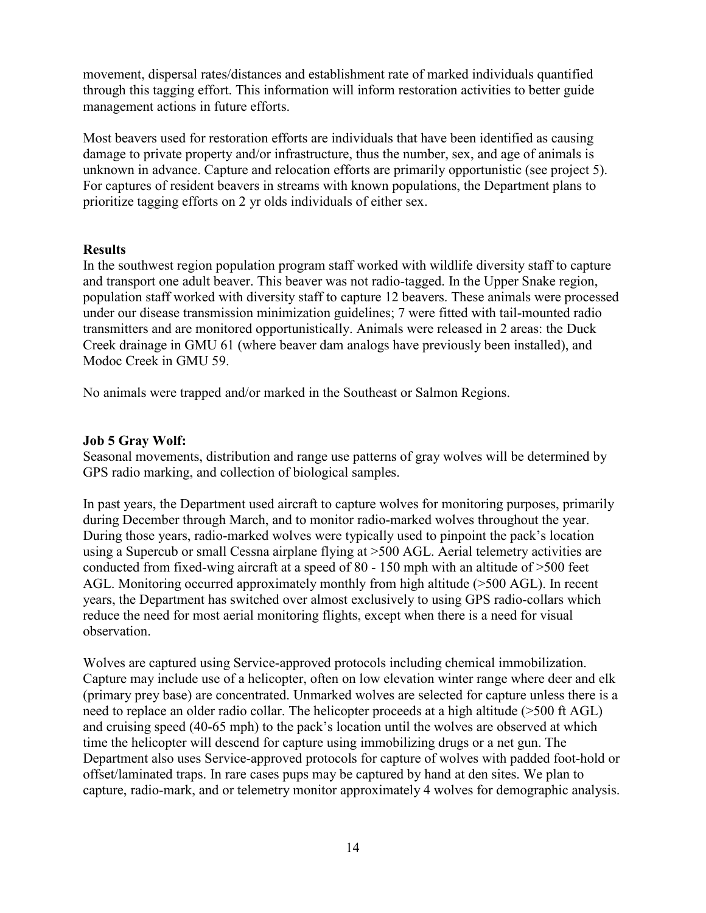movement, dispersal rates/distances and establishment rate of marked individuals quantified through this tagging effort. This information will inform restoration activities to better guide management actions in future efforts.

Most beavers used for restoration efforts are individuals that have been identified as causing damage to private property and/or infrastructure, thus the number, sex, and age of animals is unknown in advance. Capture and relocation efforts are primarily opportunistic (see project 5). For captures of resident beavers in streams with known populations, the Department plans to prioritize tagging efforts on 2 yr olds individuals of either sex.

**Results**

In the southwest region population program staff worked with wildlife diversity staff to capture and transport one adult beaver. This beaver was not radio-tagged. In the Upper Snake region, population staff worked with diversity staff to capture 12 beavers. These animals were processed under our disease transmission minimization guidelines; 7 were fitted with tail-mounted radio transmitters and are monitored opportunistically. Animals were released in 2 areas: the Duck Creek drainage in GMU 61 (where beaver dam analogs have previously been installed), and Modoc Creek in GMU 59.

No animals were trapped and/or marked in the Southeast or Salmon Regions.

**Job 5 Gray Wolf:**

Seasonal movements, distribution and range use patterns of gray wolves will be determined by GPS radio marking, and collection of biological samples.

In past years, the Department used aircraft to capture wolves for monitoring purposes, primarily during December through March, and to monitor radio-marked wolves throughout the year. During those years, radio-marked wolves were typically used to pinpoint the pack's location using a Supercub or small Cessna airplane flying at >500 AGL. Aerial telemetry activities are conducted from fixed-wing aircraft at a speed of 80 - 150 mph with an altitude of >500 feet AGL. Monitoring occurred approximately monthly from high altitude (>500 AGL). In recent years, the Department has switched over almost exclusively to using GPS radio-collars which reduce the need for most aerial monitoring flights, except when there is a need for visual observation.

Wolves are captured using Service-approved protocols including chemical immobilization. Capture may include use of a helicopter, often on low elevation winter range where deer and elk (primary prey base) are concentrated. Unmarked wolves are selected for capture unless there is a need to replace an older radio collar. The helicopter proceeds at a high altitude (>500 ft AGL) and cruising speed (40-65 mph) to the pack's location until the wolves are observed at which time the helicopter will descend for capture using immobilizing drugs or a net gun. The Department also uses Service-approved protocols for capture of wolves with padded foot-hold or offset/laminated traps. In rare cases pups may be captured by hand at den sites. We plan to capture, radio-mark, and or telemetry monitor approximately 4 wolves for demographic analysis.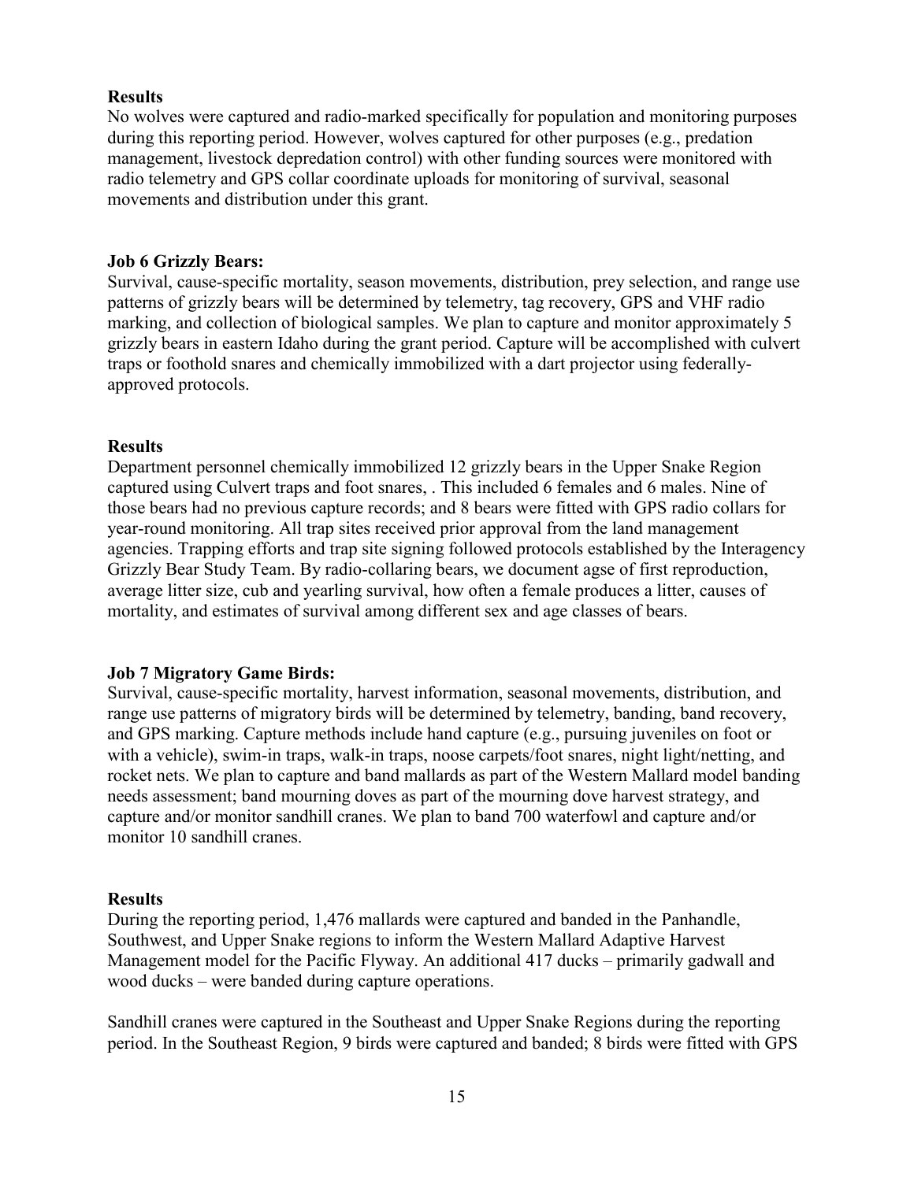**Results**

No wolves were captured and radio-marked specifically for population and monitoring purposes during this reporting period. However, wolves captured for other purposes (e.g., predation management, livestock depredation control) with other funding sources were monitored with radio telemetry and GPS collar coordinate uploads for monitoring of survival, seasonal movements and distribution under this grant.

**Job 6 Grizzly Bears:**

Survival, cause-specific mortality, season movements, distribution, prey selection, and range use patterns of grizzly bears will be determined by telemetry, tag recovery, GPS and VHF radio marking, and collection of biological samples. We plan to capture and monitor approximately 5 grizzly bears in eastern Idaho during the grant period. Capture will be accomplished with culvert traps or foothold snares and chemically immobilized with a dart projector using federally-approved protocols.

**Results**

Department personnel chemically immobilized 12 grizzly bears in the Upper Snake Region captured using Culvert traps and foot snares, . This included 6 females and 6 males. Nine of those bears had no previous capture records; and 8 bears were fitted with GPS radio collars for year-round monitoring. All trap sites received prior approval from the land management agencies. Trapping efforts and trap site signing followed protocols established by the Interagency Grizzly Bear Study Team. By radio-collaring bears, we document agse of first reproduction, average litter size, cub and yearling survival, how often a female produces a litter, causes of mortality, and estimates of survival among different sex and age classes of bears.

**Job 7 Migratory Game Birds:**

Survival, cause-specific mortality, harvest information, seasonal movements, distribution, and range use patterns of migratory birds will be determined by telemetry, banding, band recovery, and GPS marking. Capture methods include hand capture (e.g., pursuing juveniles on foot or with a vehicle), swim-in traps, walk-in traps, noose carpets/foot snares, night light/netting, and rocket nets. We plan to capture and band mallards as part of the Western Mallard model banding needs assessment; band mourning doves as part of the mourning dove harvest strategy, and capture and/or monitor sandhill cranes. We plan to band 700 waterfowl and capture and/or monitor 10 sandhill cranes.

**Results**

During the reporting period, 1,476 mallards were captured and banded in the Panhandle, Southwest, and Upper Snake regions to inform the Western Mallard Adaptive Harvest Management model for the Pacific Flyway. An additional 417 ducks – primarily gadwall and wood ducks – were banded during capture operations.

Sandhill cranes were captured in the Southeast and Upper Snake Regions during the reporting period. In the Southeast Region, 9 birds were captured and banded; 8 birds were fitted with GPS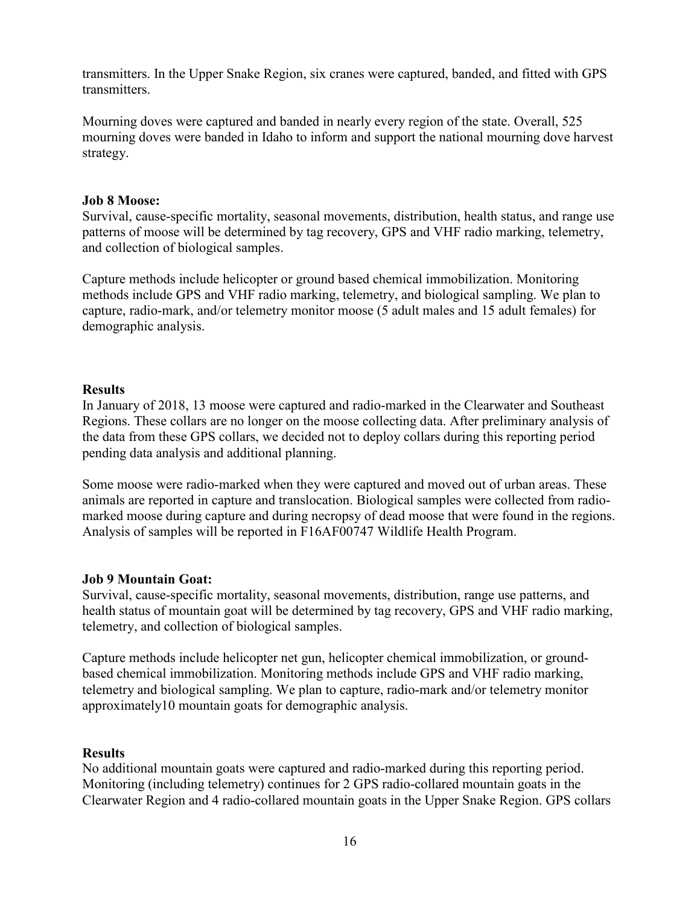transmitters. In the Upper Snake Region, six cranes were captured, banded, and fitted with GPS transmitters.

Mourning doves were captured and banded in nearly every region of the state. Overall, 525 mourning doves were banded in Idaho to inform and support the national mourning dove harvest strategy.

**Job 8 Moose:**

Survival, cause-specific mortality, seasonal movements, distribution, health status, and range use patterns of moose will be determined by tag recovery, GPS and VHF radio marking, telemetry, and collection of biological samples.

Capture methods include helicopter or ground based chemical immobilization. Monitoring methods include GPS and VHF radio marking, telemetry, and biological sampling. We plan to capture, radio-mark, and/or telemetry monitor moose (5 adult males and 15 adult females) for demographic analysis.

**Results**

In January of 2018, 13 moose were captured and radio-marked in the Clearwater and Southeast Regions. These collars are no longer on the moose collecting data. After preliminary analysis of the data from these GPS collars, we decided not to deploy collars during this reporting period pending data analysis and additional planning.

Some moose were radio-marked when they were captured and moved out of urban areas. These animals are reported in capture and translocation. Biological samples were collected from radio-marked moose during capture and during necropsy of dead moose that were found in the regions. Analysis of samples will be reported in F16AF00747 Wildlife Health Program.

**Job 9 Mountain Goat:**

Survival, cause-specific mortality, seasonal movements, distribution, range use patterns, and health status of mountain goat will be determined by tag recovery, GPS and VHF radio marking, telemetry, and collection of biological samples.

Capture methods include helicopter net gun, helicopter chemical immobilization, or ground-based chemical immobilization. Monitoring methods include GPS and VHF radio marking, telemetry and biological sampling. We plan to capture, radio-mark and/or telemetry monitor approximately10 mountain goats for demographic analysis.

**Results**

No additional mountain goats were captured and radio-marked during this reporting period. Monitoring (including telemetry) continues for 2 GPS radio-collared mountain goats in the Clearwater Region and 4 radio-collared mountain goats in the Upper Snake Region. GPS collars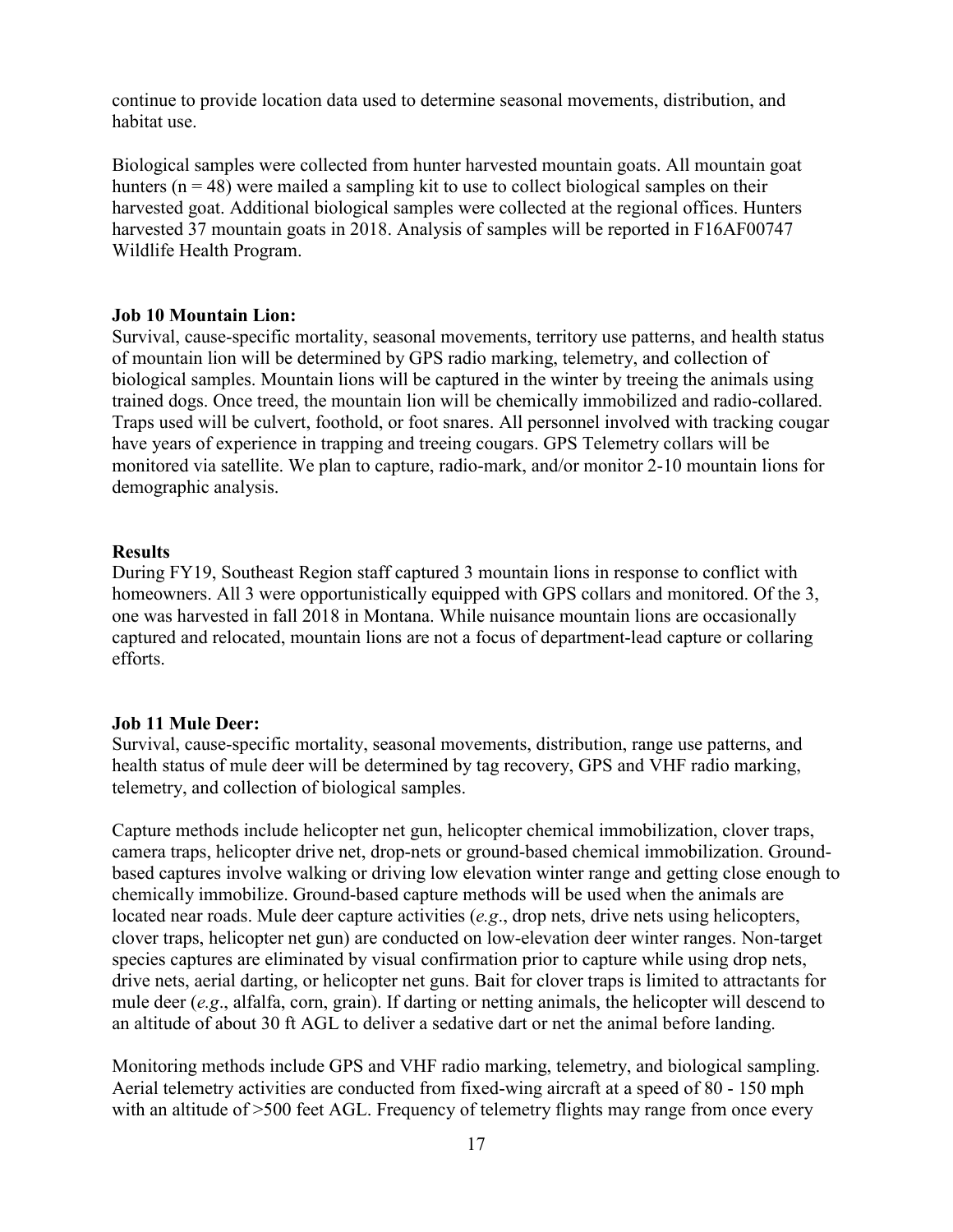continue to provide location data used to determine seasonal movements, distribution, and habitat use.

Biological samples were collected from hunter harvested mountain goats. All mountain goat hunters (n = 48) were mailed a sampling kit to use to collect biological samples on their harvested goat. Additional biological samples were collected at the regional offices. Hunters harvested 37 mountain goats in 2018. Analysis of samples will be reported in F16AF00747 Wildlife Health Program.

**Job 10 Mountain Lion:**

Survival, cause-specific mortality, seasonal movements, territory use patterns, and health status of mountain lion will be determined by GPS radio marking, telemetry, and collection of biological samples. Mountain lions will be captured in the winter by treeing the animals using trained dogs. Once treed, the mountain lion will be chemically immobilized and radio-collared. Traps used will be culvert, foothold, or foot snares. All personnel involved with tracking cougar have years of experience in trapping and treeing cougars. GPS Telemetry collars will be monitored via satellite. We plan to capture, radio-mark, and/or monitor 2-10 mountain lions for demographic analysis.

**Results**

During FY19, Southeast Region staff captured 3 mountain lions in response to conflict with homeowners. All 3 were opportunistically equipped with GPS collars and monitored. Of the 3, one was harvested in fall 2018 in Montana. While nuisance mountain lions are occasionally captured and relocated, mountain lions are not a focus of department-lead capture or collaring efforts.

**Job 11 Mule Deer:**

Survival, cause-specific mortality, seasonal movements, distribution, range use patterns, and health status of mule deer will be determined by tag recovery, GPS and VHF radio marking, telemetry, and collection of biological samples.

Capture methods include helicopter net gun, helicopter chemical immobilization, clover traps, camera traps, helicopter drive net, drop-nets or ground-based chemical immobilization. Ground-based captures involve walking or driving low elevation winter range and getting close enough to chemically immobilize. Ground-based capture methods will be used when the animals are located near roads. Mule deer capture activities (*e.g*., drop nets, drive nets using helicopters, clover traps, helicopter net gun) are conducted on low-elevation deer winter ranges. Non-target species captures are eliminated by visual confirmation prior to capture while using drop nets, drive nets, aerial darting, or helicopter net guns. Bait for clover traps is limited to attractants for mule deer (*e.g*., alfalfa, corn, grain). If darting or netting animals, the helicopter will descend to an altitude of about 30 ft AGL to deliver a sedative dart or net the animal before landing.

Monitoring methods include GPS and VHF radio marking, telemetry, and biological sampling. Aerial telemetry activities are conducted from fixed-wing aircraft at a speed of 80 - 150 mph with an altitude of >500 feet AGL. Frequency of telemetry flights may range from once every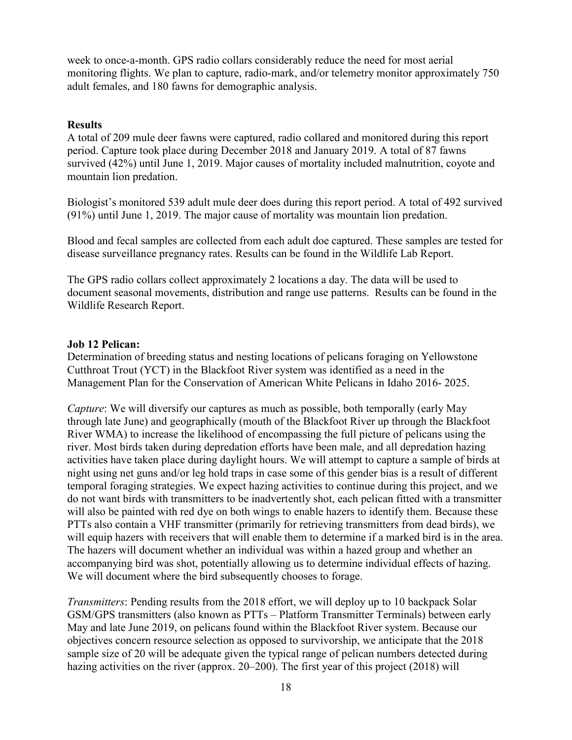week to once-a-month. GPS radio collars considerably reduce the need for most aerial monitoring flights. We plan to capture, radio-mark, and/or telemetry monitor approximately 750 adult females, and 180 fawns for demographic analysis.

**Results**

A total of 209 mule deer fawns were captured, radio collared and monitored during this report period. Capture took place during December 2018 and January 2019. A total of 87 fawns survived (42%) until June 1, 2019. Major causes of mortality included malnutrition, coyote and mountain lion predation.

Biologist's monitored 539 adult mule deer does during this report period. A total of 492 survived (91%) until June 1, 2019. The major cause of mortality was mountain lion predation.

Blood and fecal samples are collected from each adult doe captured. These samples are tested for disease surveillance pregnancy rates. Results can be found in the Wildlife Lab Report.

The GPS radio collars collect approximately 2 locations a day. The data will be used to document seasonal movements, distribution and range use patterns. Results can be found in the Wildlife Research Report.

**Job 12 Pelican:**

Determination of breeding status and nesting locations of pelicans foraging on Yellowstone Cutthroat Trout (YCT) in the Blackfoot River system was identified as a need in the Management Plan for the Conservation of American White Pelicans in Idaho 2016- 2025.

*Capture*: We will diversify our captures as much as possible, both temporally (early May through late June) and geographically (mouth of the Blackfoot River up through the Blackfoot River WMA) to increase the likelihood of encompassing the full picture of pelicans using the river. Most birds taken during depredation efforts have been male, and all depredation hazing activities have taken place during daylight hours. We will attempt to capture a sample of birds at night using net guns and/or leg hold traps in case some of this gender bias is a result of different temporal foraging strategies. We expect hazing activities to continue during this project, and we do not want birds with transmitters to be inadvertently shot, each pelican fitted with a transmitter will also be painted with red dye on both wings to enable hazers to identify them. Because these PTTs also contain a VHF transmitter (primarily for retrieving transmitters from dead birds), we will equip hazers with receivers that will enable them to determine if a marked bird is in the area. The hazers will document whether an individual was within a hazed group and whether an accompanying bird was shot, potentially allowing us to determine individual effects of hazing. We will document where the bird subsequently chooses to forage.

*Transmitters*: Pending results from the 2018 effort, we will deploy up to 10 backpack Solar GSM/GPS transmitters (also known as PTTs – Platform Transmitter Terminals) between early May and late June 2019, on pelicans found within the Blackfoot River system. Because our objectives concern resource selection as opposed to survivorship, we anticipate that the 2018 sample size of 20 will be adequate given the typical range of pelican numbers detected during hazing activities on the river (approx. 20–200). The first year of this project (2018) will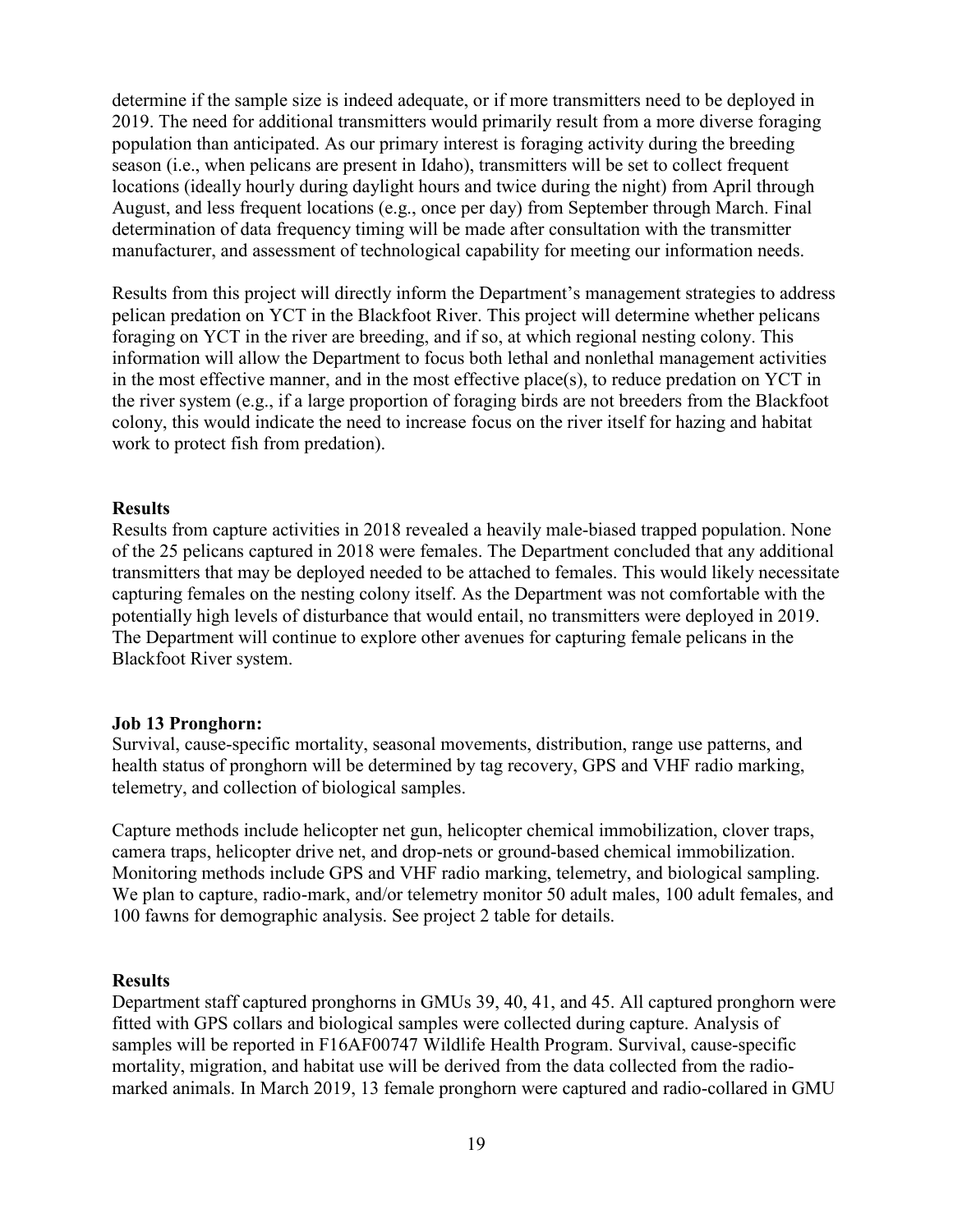determine if the sample size is indeed adequate, or if more transmitters need to be deployed in 2019. The need for additional transmitters would primarily result from a more diverse foraging population than anticipated. As our primary interest is foraging activity during the breeding season (i.e., when pelicans are present in Idaho), transmitters will be set to collect frequent locations (ideally hourly during daylight hours and twice during the night) from April through August, and less frequent locations (e.g., once per day) from September through March. Final determination of data frequency timing will be made after consultation with the transmitter manufacturer, and assessment of technological capability for meeting our information needs.

Results from this project will directly inform the Department's management strategies to address pelican predation on YCT in the Blackfoot River. This project will determine whether pelicans foraging on YCT in the river are breeding, and if so, at which regional nesting colony. This information will allow the Department to focus both lethal and nonlethal management activities in the most effective manner, and in the most effective place(s), to reduce predation on YCT in the river system (e.g., if a large proportion of foraging birds are not breeders from the Blackfoot colony, this would indicate the need to increase focus on the river itself for hazing and habitat work to protect fish from predation).

**Results**

Results from capture activities in 2018 revealed a heavily male-biased trapped population. None of the 25 pelicans captured in 2018 were females. The Department concluded that any additional transmitters that may be deployed needed to be attached to females. This would likely necessitate capturing females on the nesting colony itself. As the Department was not comfortable with the potentially high levels of disturbance that would entail, no transmitters were deployed in 2019. The Department will continue to explore other avenues for capturing female pelicans in the Blackfoot River system.

**Job 13 Pronghorn:**

Survival, cause-specific mortality, seasonal movements, distribution, range use patterns, and health status of pronghorn will be determined by tag recovery, GPS and VHF radio marking, telemetry, and collection of biological samples.

Capture methods include helicopter net gun, helicopter chemical immobilization, clover traps, camera traps, helicopter drive net, and drop-nets or ground-based chemical immobilization. Monitoring methods include GPS and VHF radio marking, telemetry, and biological sampling. We plan to capture, radio-mark, and/or telemetry monitor 50 adult males, 100 adult females, and 100 fawns for demographic analysis. See project 2 table for details.

**Results**

Department staff captured pronghorns in GMUs 39, 40, 41, and 45. All captured pronghorn were fitted with GPS collars and biological samples were collected during capture. Analysis of samples will be reported in F16AF00747 Wildlife Health Program. Survival, cause-specific mortality, migration, and habitat use will be derived from the data collected from the radio-marked animals. In March 2019, 13 female pronghorn were captured and radio-collared in GMU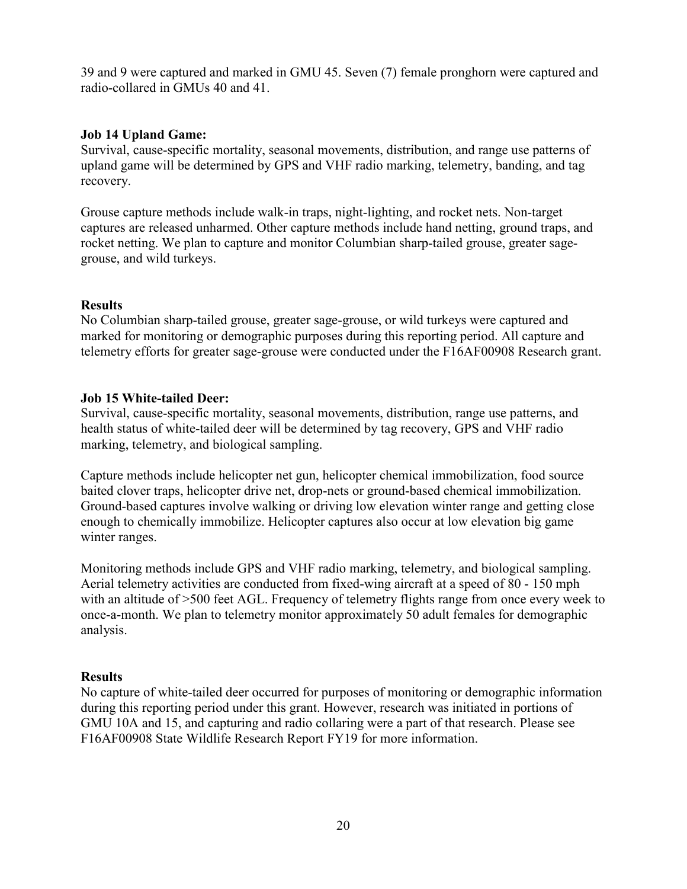39 and 9 were captured and marked in GMU 45. Seven (7) female pronghorn were captured and radio-collared in GMUs 40 and 41.

**Job 14 Upland Game:**

Survival, cause-specific mortality, seasonal movements, distribution, and range use patterns of upland game will be determined by GPS and VHF radio marking, telemetry, banding, and tag recovery.

Grouse capture methods include walk-in traps, night-lighting, and rocket nets. Non-target captures are released unharmed. Other capture methods include hand netting, ground traps, and rocket netting. We plan to capture and monitor Columbian sharp-tailed grouse, greater sage-grouse, and wild turkeys.

**Results**

No Columbian sharp-tailed grouse, greater sage-grouse, or wild turkeys were captured and marked for monitoring or demographic purposes during this reporting period. All capture and telemetry efforts for greater sage-grouse were conducted under the F16AF00908 Research grant.

**Job 15 White-tailed Deer:**

Survival, cause-specific mortality, seasonal movements, distribution, range use patterns, and health status of white-tailed deer will be determined by tag recovery, GPS and VHF radio marking, telemetry, and biological sampling.

Capture methods include helicopter net gun, helicopter chemical immobilization, food source baited clover traps, helicopter drive net, drop-nets or ground-based chemical immobilization. Ground-based captures involve walking or driving low elevation winter range and getting close enough to chemically immobilize. Helicopter captures also occur at low elevation big game winter ranges.

Monitoring methods include GPS and VHF radio marking, telemetry, and biological sampling. Aerial telemetry activities are conducted from fixed-wing aircraft at a speed of 80 - 150 mph with an altitude of >500 feet AGL. Frequency of telemetry flights range from once every week to once-a-month. We plan to telemetry monitor approximately 50 adult females for demographic analysis.

**Results**

No capture of white-tailed deer occurred for purposes of monitoring or demographic information during this reporting period under this grant. However, research was initiated in portions of GMU 10A and 15, and capturing and radio collaring were a part of that research. Please see F16AF00908 State Wildlife Research Report FY19 for more information.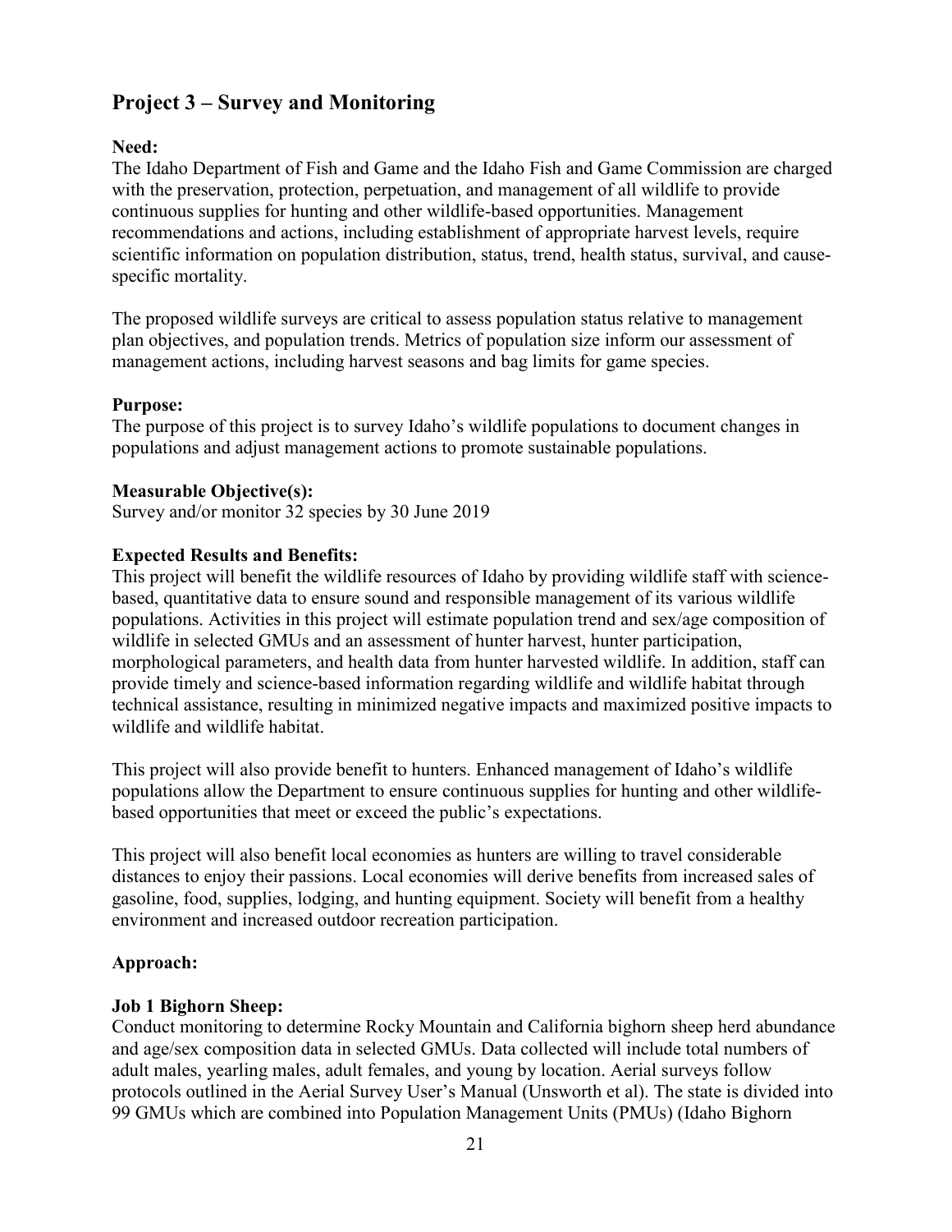## Project 3 – Survey and Monitoring

**Need:**
The Idaho Department of Fish and Game and the Idaho Fish and Game Commission are charged with the preservation, protection, perpetuation, and management of all wildlife to provide continuous supplies for hunting and other wildlife-based opportunities. Management recommendations and actions, including establishment of appropriate harvest levels, require scientific information on population distribution, status, trend, health status, survival, and cause-specific mortality.

The proposed wildlife surveys are critical to assess population status relative to management plan objectives, and population trends. Metrics of population size inform our assessment of management actions, including harvest seasons and bag limits for game species.

**Purpose:**
The purpose of this project is to survey Idaho's wildlife populations to document changes in populations and adjust management actions to promote sustainable populations.

**Measurable Objective(s):**
Survey and/or monitor 32 species by 30 June 2019

**Expected Results and Benefits:**
This project will benefit the wildlife resources of Idaho by providing wildlife staff with science-based, quantitative data to ensure sound and responsible management of its various wildlife populations. Activities in this project will estimate population trend and sex/age composition of wildlife in selected GMUs and an assessment of hunter harvest, hunter participation, morphological parameters, and health data from hunter harvested wildlife. In addition, staff can provide timely and science-based information regarding wildlife and wildlife habitat through technical assistance, resulting in minimized negative impacts and maximized positive impacts to wildlife and wildlife habitat.

This project will also provide benefit to hunters. Enhanced management of Idaho's wildlife populations allow the Department to ensure continuous supplies for hunting and other wildlife-based opportunities that meet or exceed the public's expectations.

This project will also benefit local economies as hunters are willing to travel considerable distances to enjoy their passions. Local economies will derive benefits from increased sales of gasoline, food, supplies, lodging, and hunting equipment. Society will benefit from a healthy environment and increased outdoor recreation participation.

**Approach:**

**Job 1 Bighorn Sheep:**
Conduct monitoring to determine Rocky Mountain and California bighorn sheep herd abundance and age/sex composition data in selected GMUs. Data collected will include total numbers of adult males, yearling males, adult females, and young by location. Aerial surveys follow protocols outlined in the Aerial Survey User's Manual (Unsworth et al). The state is divided into 99 GMUs which are combined into Population Management Units (PMUs) (Idaho Bighorn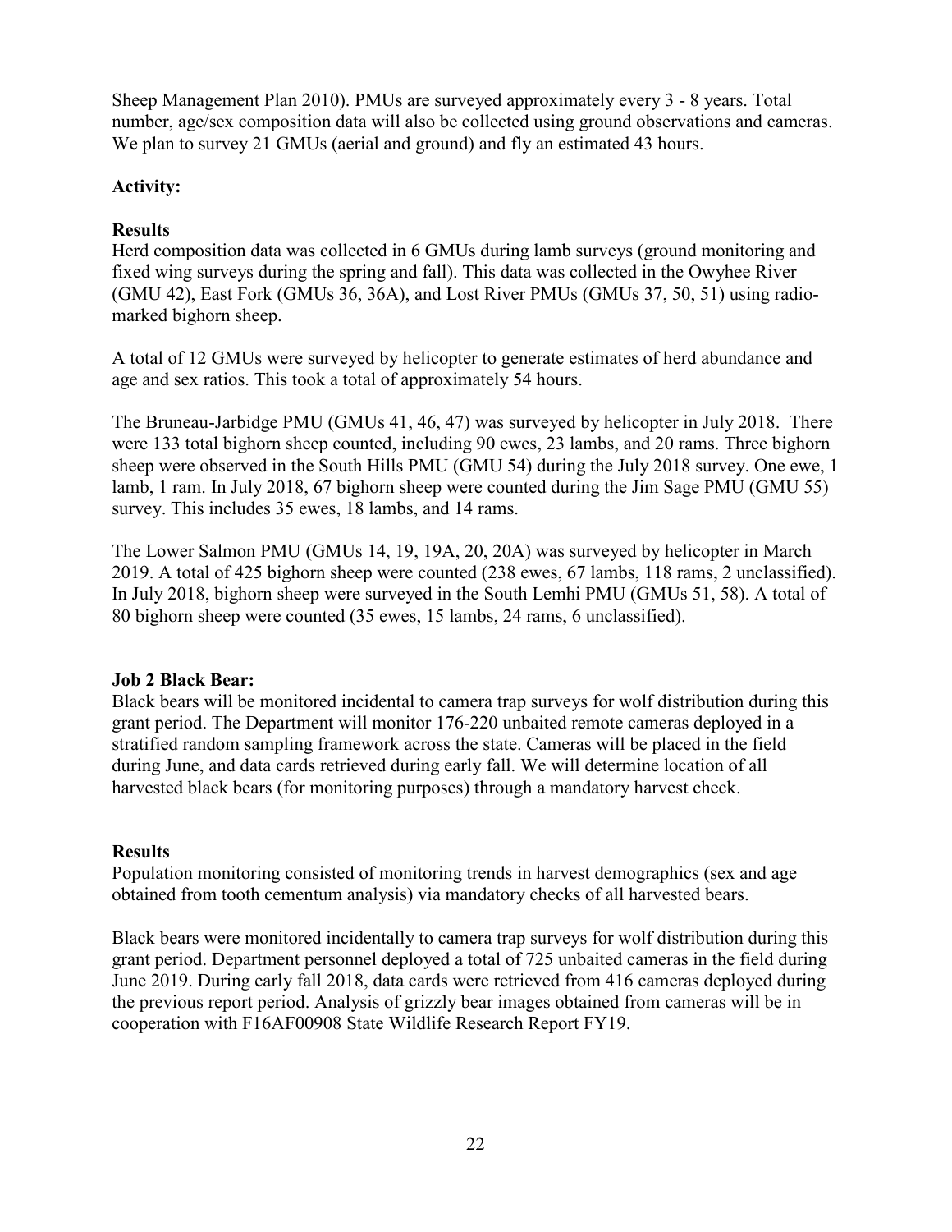Sheep Management Plan 2010). PMUs are surveyed approximately every 3 - 8 years. Total number, age/sex composition data will also be collected using ground observations and cameras. We plan to survey 21 GMUs (aerial and ground) and fly an estimated 43 hours.

**Activity:**

**Results**

Herd composition data was collected in 6 GMUs during lamb surveys (ground monitoring and fixed wing surveys during the spring and fall). This data was collected in the Owyhee River (GMU 42), East Fork (GMUs 36, 36A), and Lost River PMUs (GMUs 37, 50, 51) using radio-marked bighorn sheep.

A total of 12 GMUs were surveyed by helicopter to generate estimates of herd abundance and age and sex ratios. This took a total of approximately 54 hours.

The Bruneau-Jarbidge PMU (GMUs 41, 46, 47) was surveyed by helicopter in July 2018. There were 133 total bighorn sheep counted, including 90 ewes, 23 lambs, and 20 rams. Three bighorn sheep were observed in the South Hills PMU (GMU 54) during the July 2018 survey. One ewe, 1 lamb, 1 ram. In July 2018, 67 bighorn sheep were counted during the Jim Sage PMU (GMU 55) survey. This includes 35 ewes, 18 lambs, and 14 rams.

The Lower Salmon PMU (GMUs 14, 19, 19A, 20, 20A) was surveyed by helicopter in March 2019. A total of 425 bighorn sheep were counted (238 ewes, 67 lambs, 118 rams, 2 unclassified). In July 2018, bighorn sheep were surveyed in the South Lemhi PMU (GMUs 51, 58). A total of 80 bighorn sheep were counted (35 ewes, 15 lambs, 24 rams, 6 unclassified).

**Job 2 Black Bear:**

Black bears will be monitored incidental to camera trap surveys for wolf distribution during this grant period. The Department will monitor 176-220 unbaited remote cameras deployed in a stratified random sampling framework across the state. Cameras will be placed in the field during June, and data cards retrieved during early fall. We will determine location of all harvested black bears (for monitoring purposes) through a mandatory harvest check.

**Results**

Population monitoring consisted of monitoring trends in harvest demographics (sex and age obtained from tooth cementum analysis) via mandatory checks of all harvested bears.

Black bears were monitored incidentally to camera trap surveys for wolf distribution during this grant period. Department personnel deployed a total of 725 unbaited cameras in the field during June 2019. During early fall 2018, data cards were retrieved from 416 cameras deployed during the previous report period. Analysis of grizzly bear images obtained from cameras will be in cooperation with F16AF00908 State Wildlife Research Report FY19.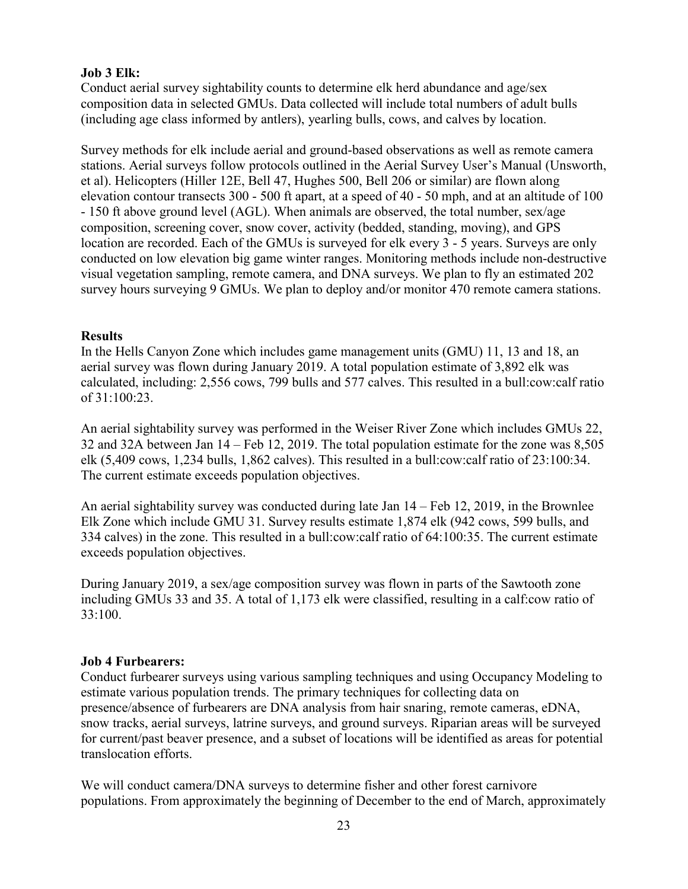**Job 3 Elk:**
Conduct aerial survey sightability counts to determine elk herd abundance and age/sex composition data in selected GMUs. Data collected will include total numbers of adult bulls (including age class informed by antlers), yearling bulls, cows, and calves by location.

Survey methods for elk include aerial and ground-based observations as well as remote camera stations. Aerial surveys follow protocols outlined in the Aerial Survey User's Manual (Unsworth, et al). Helicopters (Hiller 12E, Bell 47, Hughes 500, Bell 206 or similar) are flown along elevation contour transects 300 - 500 ft apart, at a speed of 40 - 50 mph, and at an altitude of 100 - 150 ft above ground level (AGL). When animals are observed, the total number, sex/age composition, screening cover, snow cover, activity (bedded, standing, moving), and GPS location are recorded. Each of the GMUs is surveyed for elk every 3 - 5 years. Surveys are only conducted on low elevation big game winter ranges. Monitoring methods include non-destructive visual vegetation sampling, remote camera, and DNA surveys. We plan to fly an estimated 202 survey hours surveying 9 GMUs. We plan to deploy and/or monitor 470 remote camera stations.

**Results**
In the Hells Canyon Zone which includes game management units (GMU) 11, 13 and 18, an aerial survey was flown during January 2019. A total population estimate of 3,892 elk was calculated, including: 2,556 cows, 799 bulls and 577 calves. This resulted in a bull:cow:calf ratio of 31:100:23.

An aerial sightability survey was performed in the Weiser River Zone which includes GMUs 22, 32 and 32A between Jan 14 – Feb 12, 2019. The total population estimate for the zone was 8,505 elk (5,409 cows, 1,234 bulls, 1,862 calves). This resulted in a bull:cow:calf ratio of 23:100:34. The current estimate exceeds population objectives.

An aerial sightability survey was conducted during late Jan 14 – Feb 12, 2019, in the Brownlee Elk Zone which include GMU 31. Survey results estimate 1,874 elk (942 cows, 599 bulls, and 334 calves) in the zone. This resulted in a bull:cow:calf ratio of 64:100:35. The current estimate exceeds population objectives.

During January 2019, a sex/age composition survey was flown in parts of the Sawtooth zone including GMUs 33 and 35. A total of 1,173 elk were classified, resulting in a calf:cow ratio of 33:100.

**Job 4 Furbearers:**
Conduct furbearer surveys using various sampling techniques and using Occupancy Modeling to estimate various population trends. The primary techniques for collecting data on presence/absence of furbearers are DNA analysis from hair snaring, remote cameras, eDNA, snow tracks, aerial surveys, latrine surveys, and ground surveys. Riparian areas will be surveyed for current/past beaver presence, and a subset of locations will be identified as areas for potential translocation efforts.

We will conduct camera/DNA surveys to determine fisher and other forest carnivore populations. From approximately the beginning of December to the end of March, approximately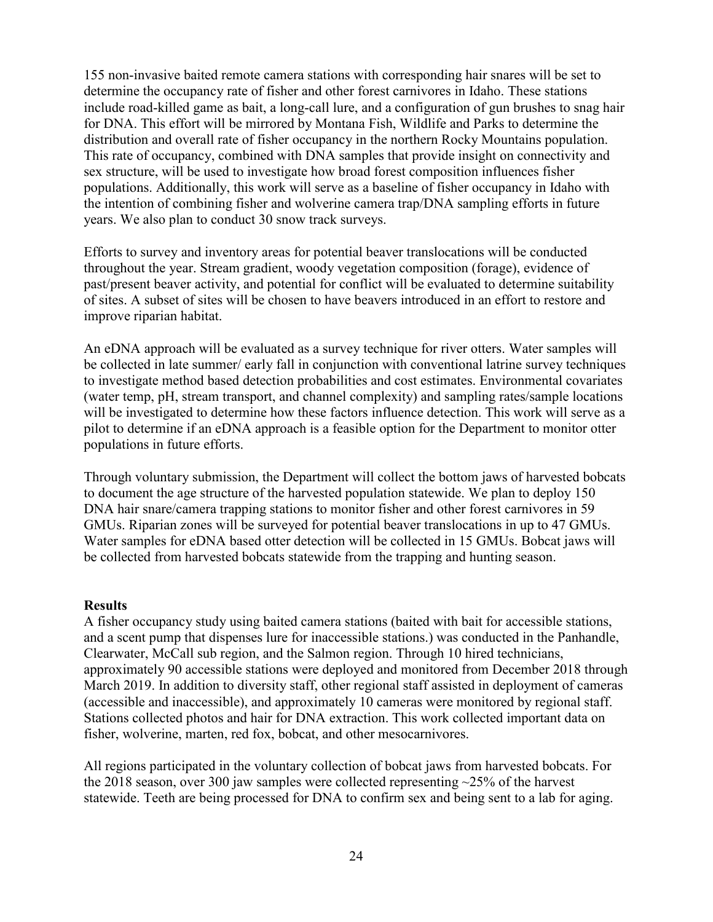155 non-invasive baited remote camera stations with corresponding hair snares will be set to determine the occupancy rate of fisher and other forest carnivores in Idaho. These stations include road-killed game as bait, a long-call lure, and a configuration of gun brushes to snag hair for DNA. This effort will be mirrored by Montana Fish, Wildlife and Parks to determine the distribution and overall rate of fisher occupancy in the northern Rocky Mountains population. This rate of occupancy, combined with DNA samples that provide insight on connectivity and sex structure, will be used to investigate how broad forest composition influences fisher populations. Additionally, this work will serve as a baseline of fisher occupancy in Idaho with the intention of combining fisher and wolverine camera trap/DNA sampling efforts in future years. We also plan to conduct 30 snow track surveys.

Efforts to survey and inventory areas for potential beaver translocations will be conducted throughout the year. Stream gradient, woody vegetation composition (forage), evidence of past/present beaver activity, and potential for conflict will be evaluated to determine suitability of sites. A subset of sites will be chosen to have beavers introduced in an effort to restore and improve riparian habitat.

An eDNA approach will be evaluated as a survey technique for river otters. Water samples will be collected in late summer/ early fall in conjunction with conventional latrine survey techniques to investigate method based detection probabilities and cost estimates. Environmental covariates (water temp, pH, stream transport, and channel complexity) and sampling rates/sample locations will be investigated to determine how these factors influence detection. This work will serve as a pilot to determine if an eDNA approach is a feasible option for the Department to monitor otter populations in future efforts.

Through voluntary submission, the Department will collect the bottom jaws of harvested bobcats to document the age structure of the harvested population statewide. We plan to deploy 150 DNA hair snare/camera trapping stations to monitor fisher and other forest carnivores in 59 GMUs. Riparian zones will be surveyed for potential beaver translocations in up to 47 GMUs. Water samples for eDNA based otter detection will be collected in 15 GMUs. Bobcat jaws will be collected from harvested bobcats statewide from the trapping and hunting season.

**Results**

A fisher occupancy study using baited camera stations (baited with bait for accessible stations, and a scent pump that dispenses lure for inaccessible stations.) was conducted in the Panhandle, Clearwater, McCall sub region, and the Salmon region. Through 10 hired technicians, approximately 90 accessible stations were deployed and monitored from December 2018 through March 2019. In addition to diversity staff, other regional staff assisted in deployment of cameras (accessible and inaccessible), and approximately 10 cameras were monitored by regional staff. Stations collected photos and hair for DNA extraction. This work collected important data on fisher, wolverine, marten, red fox, bobcat, and other mesocarnivores.

All regions participated in the voluntary collection of bobcat jaws from harvested bobcats. For the 2018 season, over 300 jaw samples were collected representing ~25% of the harvest statewide. Teeth are being processed for DNA to confirm sex and being sent to a lab for aging.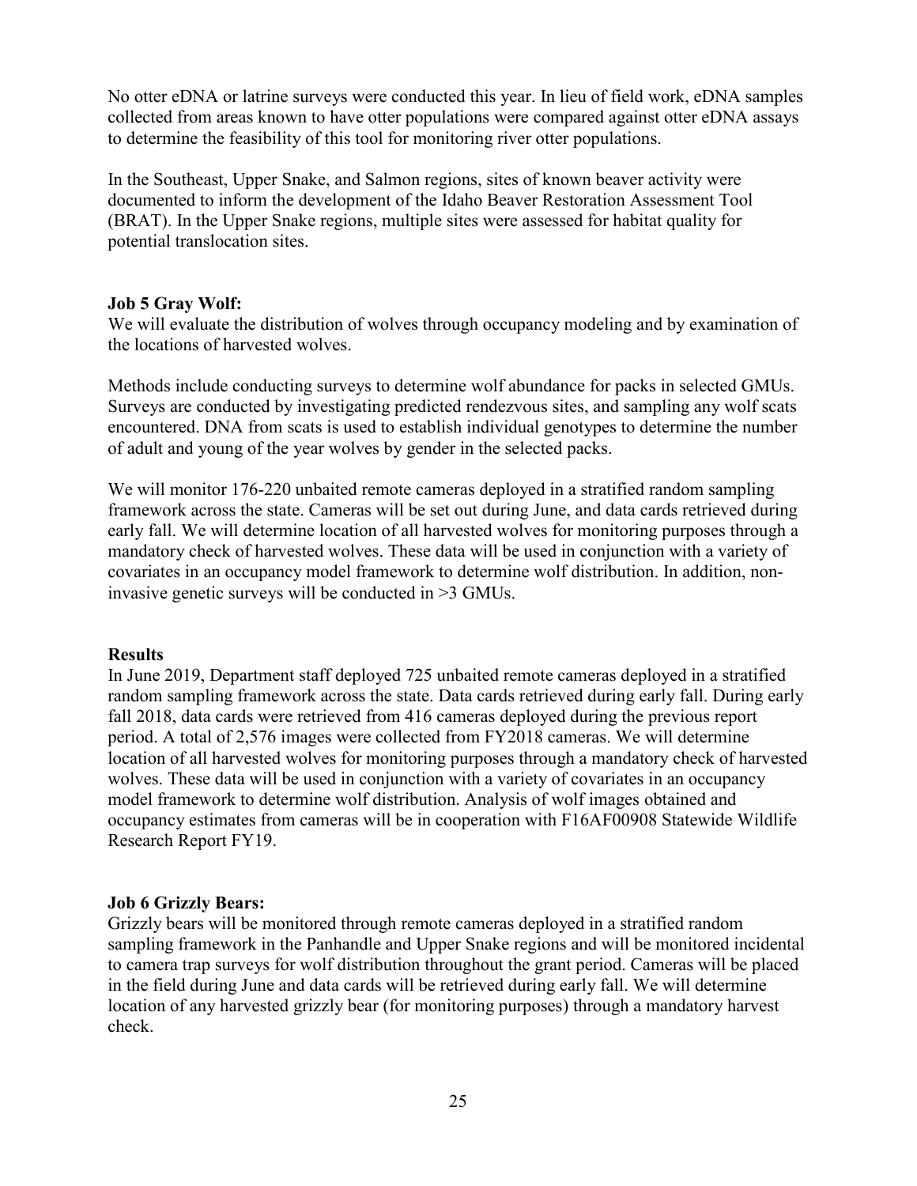No otter eDNA or latrine surveys were conducted this year. In lieu of field work, eDNA samples collected from areas known to have otter populations were compared against otter eDNA assays to determine the feasibility of this tool for monitoring river otter populations.

In the Southeast, Upper Snake, and Salmon regions, sites of known beaver activity were documented to inform the development of the Idaho Beaver Restoration Assessment Tool (BRAT). In the Upper Snake regions, multiple sites were assessed for habitat quality for potential translocation sites.

**Job 5 Gray Wolf:**
We will evaluate the distribution of wolves through occupancy modeling and by examination of the locations of harvested wolves.

Methods include conducting surveys to determine wolf abundance for packs in selected GMUs. Surveys are conducted by investigating predicted rendezvous sites, and sampling any wolf scats encountered. DNA from scats is used to establish individual genotypes to determine the number of adult and young of the year wolves by gender in the selected packs.

We will monitor 176-220 unbaited remote cameras deployed in a stratified random sampling framework across the state. Cameras will be set out during June, and data cards retrieved during early fall. We will determine location of all harvested wolves for monitoring purposes through a mandatory check of harvested wolves. These data will be used in conjunction with a variety of covariates in an occupancy model framework to determine wolf distribution. In addition, non-invasive genetic surveys will be conducted in >3 GMUs.

**Results**
In June 2019, Department staff deployed 725 unbaited remote cameras deployed in a stratified random sampling framework across the state. Data cards retrieved during early fall. During early fall 2018, data cards were retrieved from 416 cameras deployed during the previous report period. A total of 2,576 images were collected from FY2018 cameras. We will determine location of all harvested wolves for monitoring purposes through a mandatory check of harvested wolves. These data will be used in conjunction with a variety of covariates in an occupancy model framework to determine wolf distribution. Analysis of wolf images obtained and occupancy estimates from cameras will be in cooperation with F16AF00908 Statewide Wildlife Research Report FY19.

**Job 6 Grizzly Bears:**
Grizzly bears will be monitored through remote cameras deployed in a stratified random sampling framework in the Panhandle and Upper Snake regions and will be monitored incidental to camera trap surveys for wolf distribution throughout the grant period. Cameras will be placed in the field during June and data cards will be retrieved during early fall. We will determine location of any harvested grizzly bear (for monitoring purposes) through a mandatory harvest check.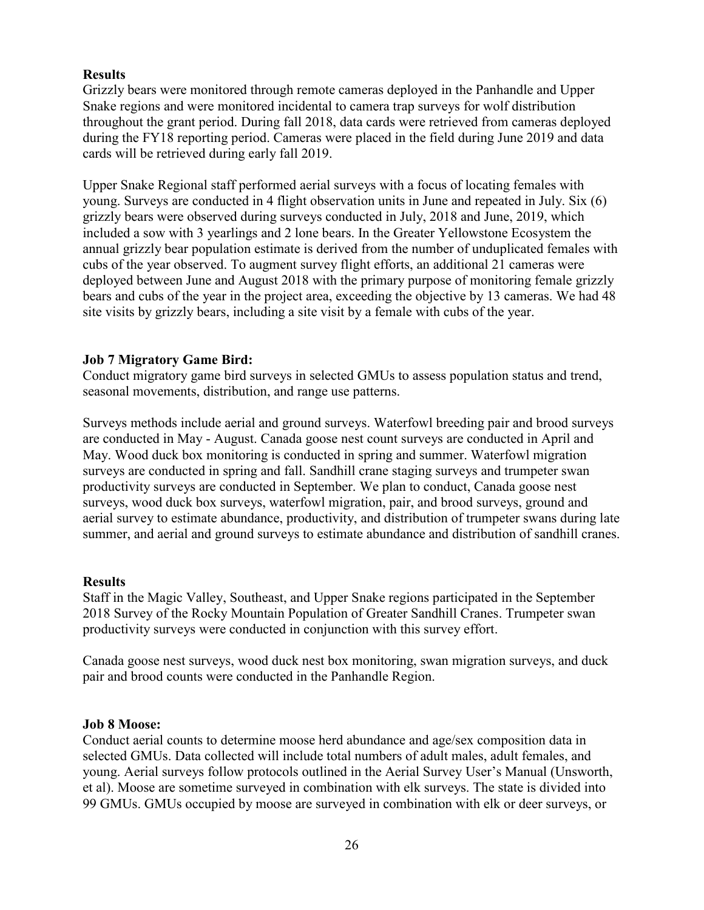**Results**

Grizzly bears were monitored through remote cameras deployed in the Panhandle and Upper Snake regions and were monitored incidental to camera trap surveys for wolf distribution throughout the grant period. During fall 2018, data cards were retrieved from cameras deployed during the FY18 reporting period. Cameras were placed in the field during June 2019 and data cards will be retrieved during early fall 2019.

Upper Snake Regional staff performed aerial surveys with a focus of locating females with young. Surveys are conducted in 4 flight observation units in June and repeated in July. Six (6) grizzly bears were observed during surveys conducted in July, 2018 and June, 2019, which included a sow with 3 yearlings and 2 lone bears. In the Greater Yellowstone Ecosystem the annual grizzly bear population estimate is derived from the number of unduplicated females with cubs of the year observed. To augment survey flight efforts, an additional 21 cameras were deployed between June and August 2018 with the primary purpose of monitoring female grizzly bears and cubs of the year in the project area, exceeding the objective by 13 cameras. We had 48 site visits by grizzly bears, including a site visit by a female with cubs of the year.

**Job 7 Migratory Game Bird:**

Conduct migratory game bird surveys in selected GMUs to assess population status and trend, seasonal movements, distribution, and range use patterns.

Surveys methods include aerial and ground surveys. Waterfowl breeding pair and brood surveys are conducted in May - August. Canada goose nest count surveys are conducted in April and May. Wood duck box monitoring is conducted in spring and summer. Waterfowl migration surveys are conducted in spring and fall. Sandhill crane staging surveys and trumpeter swan productivity surveys are conducted in September. We plan to conduct, Canada goose nest surveys, wood duck box surveys, waterfowl migration, pair, and brood surveys, ground and aerial survey to estimate abundance, productivity, and distribution of trumpeter swans during late summer, and aerial and ground surveys to estimate abundance and distribution of sandhill cranes.

**Results**

Staff in the Magic Valley, Southeast, and Upper Snake regions participated in the September 2018 Survey of the Rocky Mountain Population of Greater Sandhill Cranes. Trumpeter swan productivity surveys were conducted in conjunction with this survey effort.

Canada goose nest surveys, wood duck nest box monitoring, swan migration surveys, and duck pair and brood counts were conducted in the Panhandle Region.

**Job 8 Moose:**

Conduct aerial counts to determine moose herd abundance and age/sex composition data in selected GMUs. Data collected will include total numbers of adult males, adult females, and young. Aerial surveys follow protocols outlined in the Aerial Survey User's Manual (Unsworth, et al). Moose are sometime surveyed in combination with elk surveys. The state is divided into 99 GMUs. GMUs occupied by moose are surveyed in combination with elk or deer surveys, or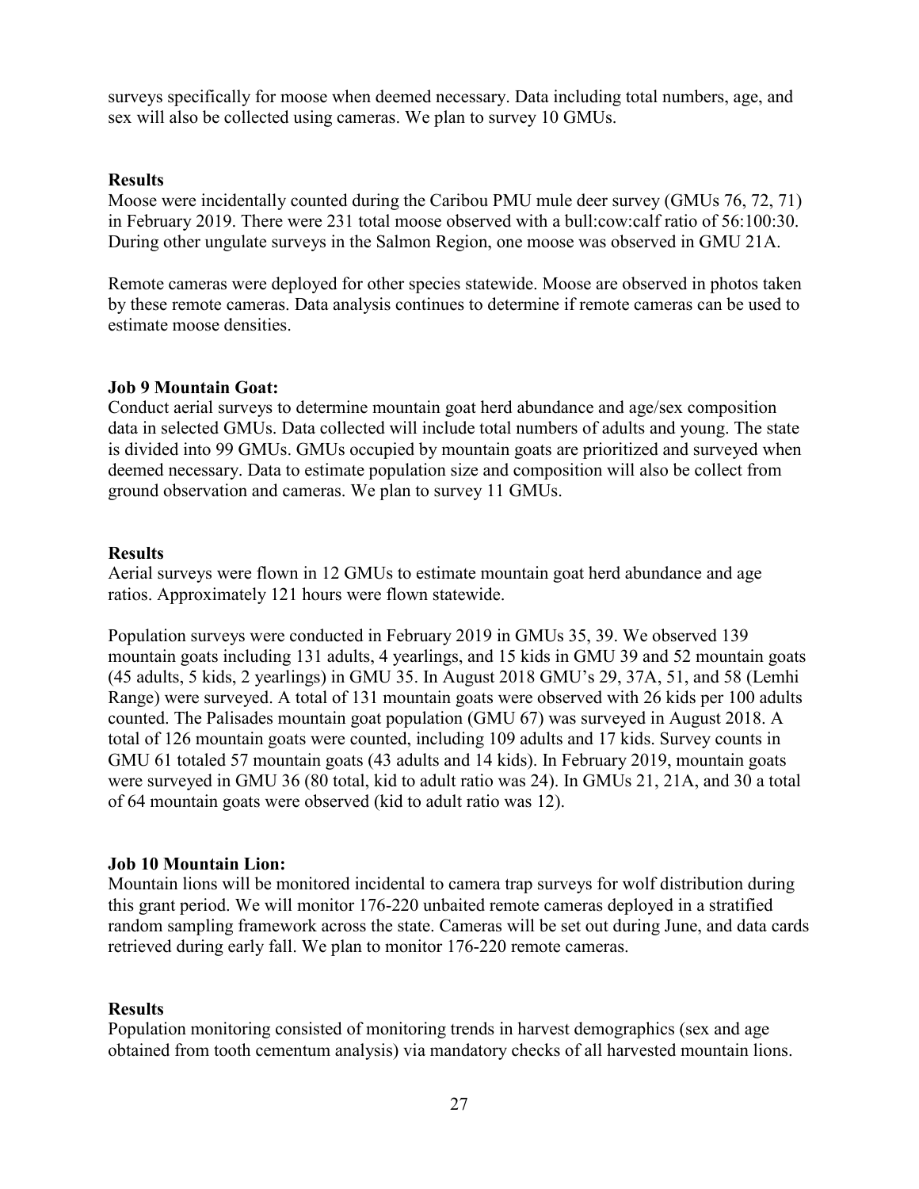surveys specifically for moose when deemed necessary. Data including total numbers, age, and sex will also be collected using cameras. We plan to survey 10 GMUs.

**Results**

Moose were incidentally counted during the Caribou PMU mule deer survey (GMUs 76, 72, 71) in February 2019. There were 231 total moose observed with a bull:cow:calf ratio of 56:100:30. During other ungulate surveys in the Salmon Region, one moose was observed in GMU 21A.

Remote cameras were deployed for other species statewide. Moose are observed in photos taken by these remote cameras. Data analysis continues to determine if remote cameras can be used to estimate moose densities.

**Job 9 Mountain Goat:**

Conduct aerial surveys to determine mountain goat herd abundance and age/sex composition data in selected GMUs. Data collected will include total numbers of adults and young. The state is divided into 99 GMUs. GMUs occupied by mountain goats are prioritized and surveyed when deemed necessary. Data to estimate population size and composition will also be collect from ground observation and cameras. We plan to survey 11 GMUs.

**Results**

Aerial surveys were flown in 12 GMUs to estimate mountain goat herd abundance and age ratios. Approximately 121 hours were flown statewide.

Population surveys were conducted in February 2019 in GMUs 35, 39. We observed 139 mountain goats including 131 adults, 4 yearlings, and 15 kids in GMU 39 and 52 mountain goats (45 adults, 5 kids, 2 yearlings) in GMU 35. In August 2018 GMU's 29, 37A, 51, and 58 (Lemhi Range) were surveyed. A total of 131 mountain goats were observed with 26 kids per 100 adults counted. The Palisades mountain goat population (GMU 67) was surveyed in August 2018. A total of 126 mountain goats were counted, including 109 adults and 17 kids. Survey counts in GMU 61 totaled 57 mountain goats (43 adults and 14 kids). In February 2019, mountain goats were surveyed in GMU 36 (80 total, kid to adult ratio was 24). In GMUs 21, 21A, and 30 a total of 64 mountain goats were observed (kid to adult ratio was 12).

**Job 10 Mountain Lion:**

Mountain lions will be monitored incidental to camera trap surveys for wolf distribution during this grant period. We will monitor 176-220 unbaited remote cameras deployed in a stratified random sampling framework across the state. Cameras will be set out during June, and data cards retrieved during early fall. We plan to monitor 176-220 remote cameras.

**Results**

Population monitoring consisted of monitoring trends in harvest demographics (sex and age obtained from tooth cementum analysis) via mandatory checks of all harvested mountain lions.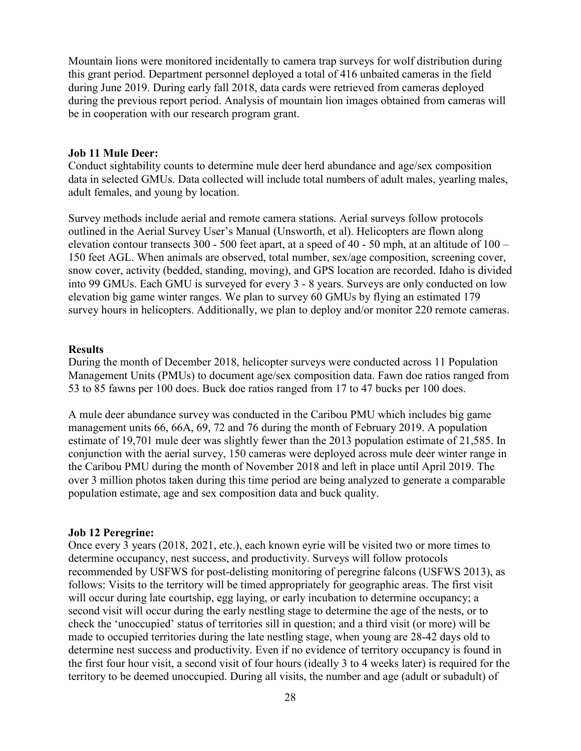Mountain lions were monitored incidentally to camera trap surveys for wolf distribution during this grant period. Department personnel deployed a total of 416 unbaited cameras in the field during June 2019. During early fall 2018, data cards were retrieved from cameras deployed during the previous report period. Analysis of mountain lion images obtained from cameras will be in cooperation with our research program grant.

**Job 11 Mule Deer:**
Conduct sightability counts to determine mule deer herd abundance and age/sex composition data in selected GMUs. Data collected will include total numbers of adult males, yearling males, adult females, and young by location.

Survey methods include aerial and remote camera stations. Aerial surveys follow protocols outlined in the Aerial Survey User's Manual (Unsworth, et al). Helicopters are flown along elevation contour transects 300 - 500 feet apart, at a speed of 40 - 50 mph, at an altitude of 100 – 150 feet AGL. When animals are observed, total number, sex/age composition, screening cover, snow cover, activity (bedded, standing, moving), and GPS location are recorded. Idaho is divided into 99 GMUs. Each GMU is surveyed for every 3 - 8 years. Surveys are only conducted on low elevation big game winter ranges. We plan to survey 60 GMUs by flying an estimated 179 survey hours in helicopters. Additionally, we plan to deploy and/or monitor 220 remote cameras.

**Results**
During the month of December 2018, helicopter surveys were conducted across 11 Population Management Units (PMUs) to document age/sex composition data. Fawn doe ratios ranged from 53 to 85 fawns per 100 does. Buck doe ratios ranged from 17 to 47 bucks per 100 does.

A mule deer abundance survey was conducted in the Caribou PMU which includes big game management units 66, 66A, 69, 72 and 76 during the month of February 2019. A population estimate of 19,701 mule deer was slightly fewer than the 2013 population estimate of 21,585. In conjunction with the aerial survey, 150 cameras were deployed across mule deer winter range in the Caribou PMU during the month of November 2018 and left in place until April 2019. The over 3 million photos taken during this time period are being analyzed to generate a comparable population estimate, age and sex composition data and buck quality.

**Job 12 Peregrine:**
Once every 3 years (2018, 2021, etc.), each known eyrie will be visited two or more times to determine occupancy, nest success, and productivity. Surveys will follow protocols recommended by USFWS for post-delisting monitoring of peregrine falcons (USFWS 2013), as follows: Visits to the territory will be timed appropriately for geographic areas. The first visit will occur during late courtship, egg laying, or early incubation to determine occupancy; a second visit will occur during the early nestling stage to determine the age of the nests, or to check the 'unoccupied' status of territories sill in question; and a third visit (or more) will be made to occupied territories during the late nestling stage, when young are 28-42 days old to determine nest success and productivity. Even if no evidence of territory occupancy is found in the first four hour visit, a second visit of four hours (ideally 3 to 4 weeks later) is required for the territory to be deemed unoccupied. During all visits, the number and age (adult or subadult) of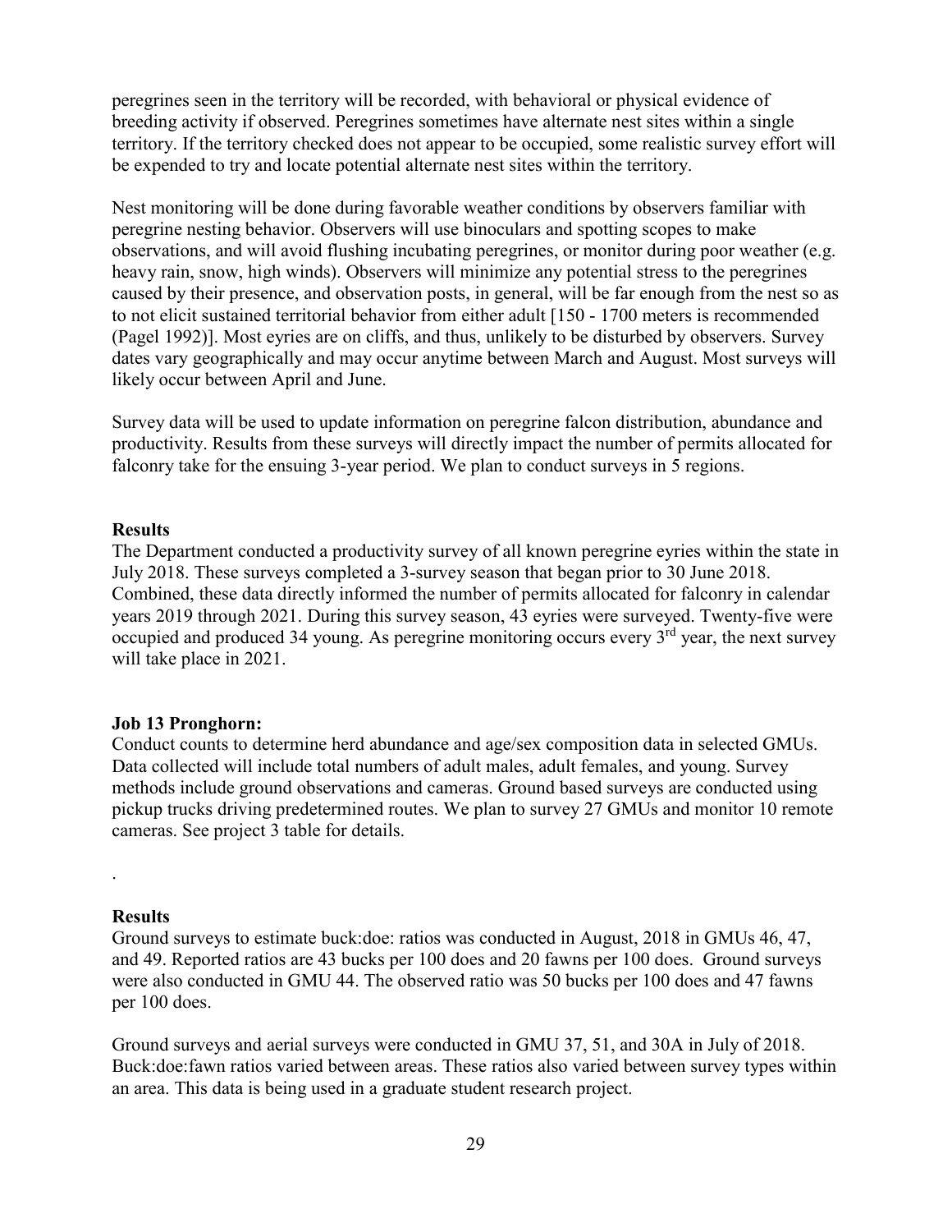peregrines seen in the territory will be recorded, with behavioral or physical evidence of breeding activity if observed. Peregrines sometimes have alternate nest sites within a single territory. If the territory checked does not appear to be occupied, some realistic survey effort will be expended to try and locate potential alternate nest sites within the territory.

Nest monitoring will be done during favorable weather conditions by observers familiar with peregrine nesting behavior. Observers will use binoculars and spotting scopes to make observations, and will avoid flushing incubating peregrines, or monitor during poor weather (e.g. heavy rain, snow, high winds). Observers will minimize any potential stress to the peregrines caused by their presence, and observation posts, in general, will be far enough from the nest so as to not elicit sustained territorial behavior from either adult [150 - 1700 meters is recommended (Pagel 1992)]. Most eyries are on cliffs, and thus, unlikely to be disturbed by observers. Survey dates vary geographically and may occur anytime between March and August. Most surveys will likely occur between April and June.

Survey data will be used to update information on peregrine falcon distribution, abundance and productivity. Results from these surveys will directly impact the number of permits allocated for falconry take for the ensuing 3-year period. We plan to conduct surveys in 5 regions.

**Results**

The Department conducted a productivity survey of all known peregrine eyries within the state in July 2018. These surveys completed a 3-survey season that began prior to 30 June 2018. Combined, these data directly informed the number of permits allocated for falconry in calendar years 2019 through 2021. During this survey season, 43 eyries were surveyed. Twenty-five were occupied and produced 34 young. As peregrine monitoring occurs every 3rd year, the next survey will take place in 2021.

**Job 13 Pronghorn:**

Conduct counts to determine herd abundance and age/sex composition data in selected GMUs. Data collected will include total numbers of adult males, adult females, and young. Survey methods include ground observations and cameras. Ground based surveys are conducted using pickup trucks driving predetermined routes. We plan to survey 27 GMUs and monitor 10 remote cameras. See project 3 table for details.

.

**Results**

Ground surveys to estimate buck:doe: ratios was conducted in August, 2018 in GMUs 46, 47, and 49. Reported ratios are 43 bucks per 100 does and 20 fawns per 100 does. Ground surveys were also conducted in GMU 44. The observed ratio was 50 bucks per 100 does and 47 fawns per 100 does.

Ground surveys and aerial surveys were conducted in GMU 37, 51, and 30A in July of 2018. Buck:doe:fawn ratios varied between areas. These ratios also varied between survey types within an area. This data is being used in a graduate student research project.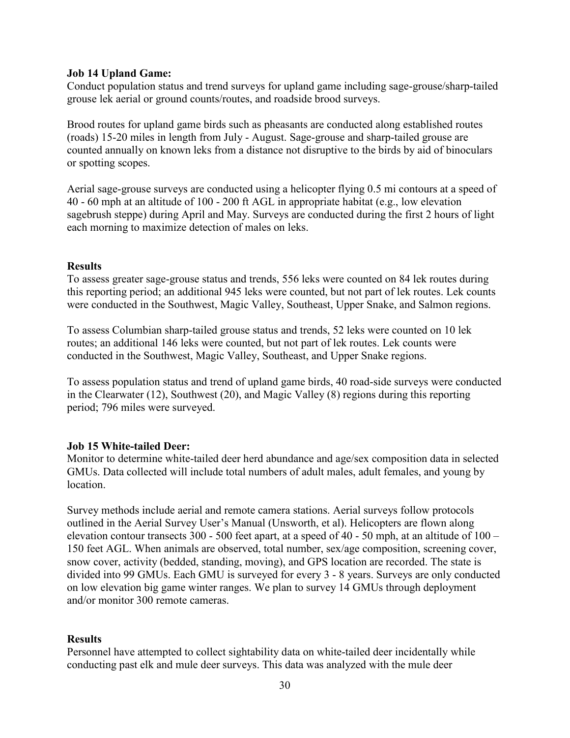**Job 14 Upland Game:**
Conduct population status and trend surveys for upland game including sage-grouse/sharp-tailed grouse lek aerial or ground counts/routes, and roadside brood surveys.

Brood routes for upland game birds such as pheasants are conducted along established routes (roads) 15-20 miles in length from July - August. Sage-grouse and sharp-tailed grouse are counted annually on known leks from a distance not disruptive to the birds by aid of binoculars or spotting scopes.

Aerial sage-grouse surveys are conducted using a helicopter flying 0.5 mi contours at a speed of 40 - 60 mph at an altitude of 100 - 200 ft AGL in appropriate habitat (e.g., low elevation sagebrush steppe) during April and May. Surveys are conducted during the first 2 hours of light each morning to maximize detection of males on leks.

**Results**
To assess greater sage-grouse status and trends, 556 leks were counted on 84 lek routes during this reporting period; an additional 945 leks were counted, but not part of lek routes. Lek counts were conducted in the Southwest, Magic Valley, Southeast, Upper Snake, and Salmon regions.

To assess Columbian sharp-tailed grouse status and trends, 52 leks were counted on 10 lek routes; an additional 146 leks were counted, but not part of lek routes. Lek counts were conducted in the Southwest, Magic Valley, Southeast, and Upper Snake regions.

To assess population status and trend of upland game birds, 40 road-side surveys were conducted in the Clearwater (12), Southwest (20), and Magic Valley (8) regions during this reporting period; 796 miles were surveyed.

**Job 15 White-tailed Deer:**
Monitor to determine white-tailed deer herd abundance and age/sex composition data in selected GMUs. Data collected will include total numbers of adult males, adult females, and young by location.

Survey methods include aerial and remote camera stations. Aerial surveys follow protocols outlined in the Aerial Survey User's Manual (Unsworth, et al). Helicopters are flown along elevation contour transects 300 - 500 feet apart, at a speed of 40 - 50 mph, at an altitude of 100 – 150 feet AGL. When animals are observed, total number, sex/age composition, screening cover, snow cover, activity (bedded, standing, moving), and GPS location are recorded. The state is divided into 99 GMUs. Each GMU is surveyed for every 3 - 8 years. Surveys are only conducted on low elevation big game winter ranges. We plan to survey 14 GMUs through deployment and/or monitor 300 remote cameras.

**Results**
Personnel have attempted to collect sightability data on white-tailed deer incidentally while conducting past elk and mule deer surveys. This data was analyzed with the mule deer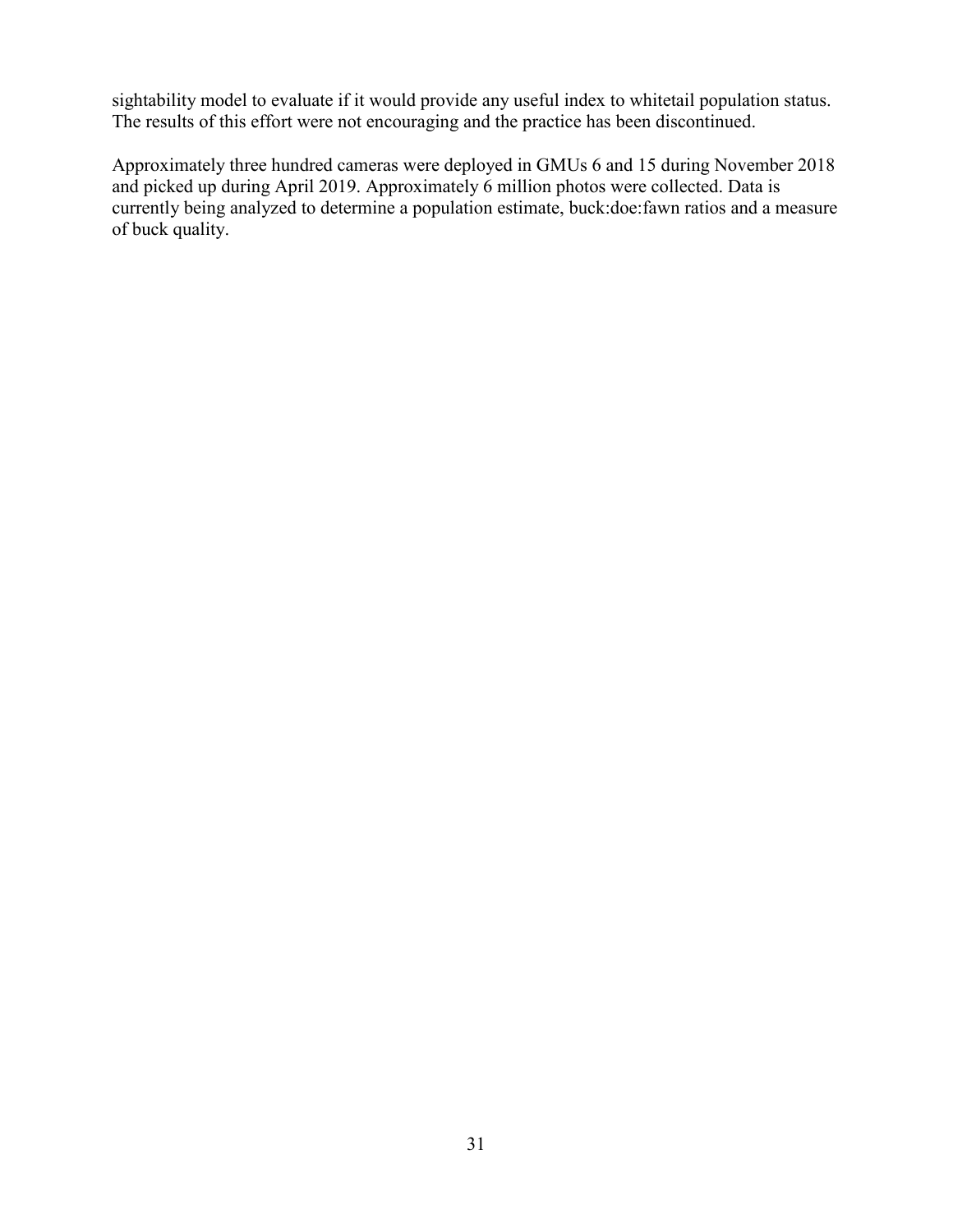sightability model to evaluate if it would provide any useful index to whitetail population status. The results of this effort were not encouraging and the practice has been discontinued.

Approximately three hundred cameras were deployed in GMUs 6 and 15 during November 2018 and picked up during April 2019. Approximately 6 million photos were collected. Data is currently being analyzed to determine a population estimate, buck:doe:fawn ratios and a measure of buck quality.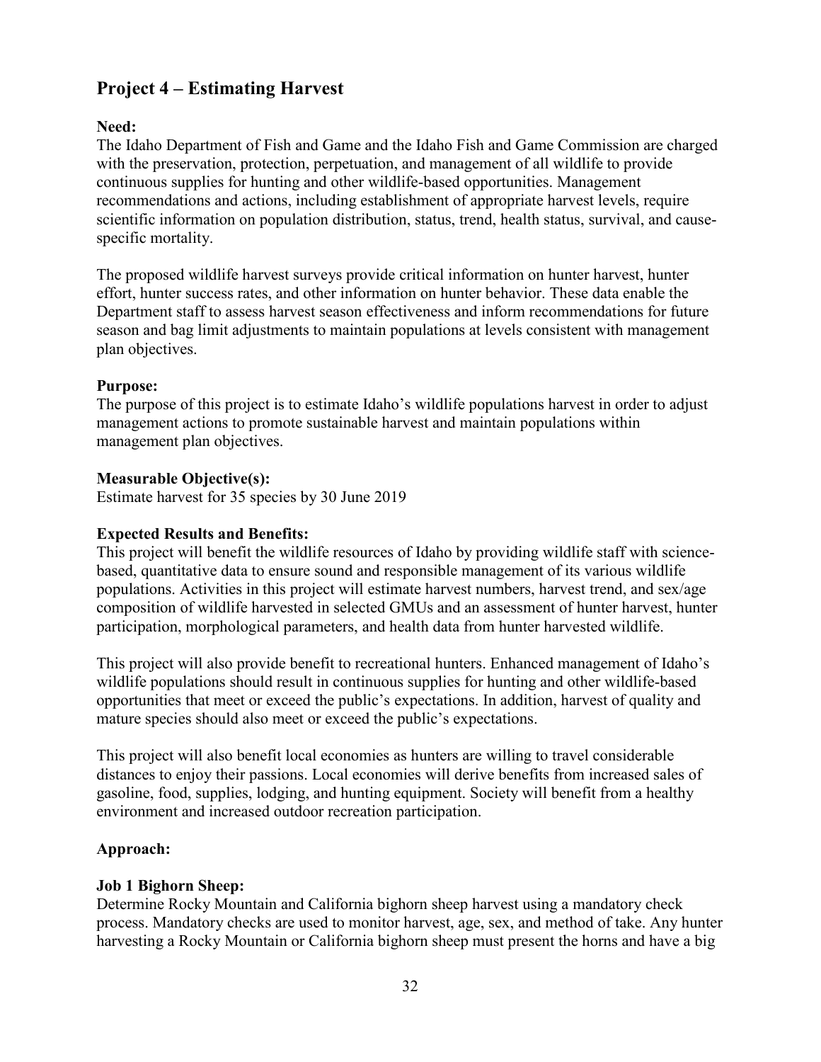## Project 4 – Estimating Harvest

**Need:**
The Idaho Department of Fish and Game and the Idaho Fish and Game Commission are charged with the preservation, protection, perpetuation, and management of all wildlife to provide continuous supplies for hunting and other wildlife-based opportunities. Management recommendations and actions, including establishment of appropriate harvest levels, require scientific information on population distribution, status, trend, health status, survival, and cause-specific mortality.

The proposed wildlife harvest surveys provide critical information on hunter harvest, hunter effort, hunter success rates, and other information on hunter behavior. These data enable the Department staff to assess harvest season effectiveness and inform recommendations for future season and bag limit adjustments to maintain populations at levels consistent with management plan objectives.

**Purpose:**
The purpose of this project is to estimate Idaho's wildlife populations harvest in order to adjust management actions to promote sustainable harvest and maintain populations within management plan objectives.

**Measurable Objective(s):**
Estimate harvest for 35 species by 30 June 2019

**Expected Results and Benefits:**
This project will benefit the wildlife resources of Idaho by providing wildlife staff with science-based, quantitative data to ensure sound and responsible management of its various wildlife populations. Activities in this project will estimate harvest numbers, harvest trend, and sex/age composition of wildlife harvested in selected GMUs and an assessment of hunter harvest, hunter participation, morphological parameters, and health data from hunter harvested wildlife.

This project will also provide benefit to recreational hunters. Enhanced management of Idaho's wildlife populations should result in continuous supplies for hunting and other wildlife-based opportunities that meet or exceed the public's expectations. In addition, harvest of quality and mature species should also meet or exceed the public's expectations.

This project will also benefit local economies as hunters are willing to travel considerable distances to enjoy their passions. Local economies will derive benefits from increased sales of gasoline, food, supplies, lodging, and hunting equipment. Society will benefit from a healthy environment and increased outdoor recreation participation.

**Approach:**

**Job 1 Bighorn Sheep:**
Determine Rocky Mountain and California bighorn sheep harvest using a mandatory check process. Mandatory checks are used to monitor harvest, age, sex, and method of take. Any hunter harvesting a Rocky Mountain or California bighorn sheep must present the horns and have a big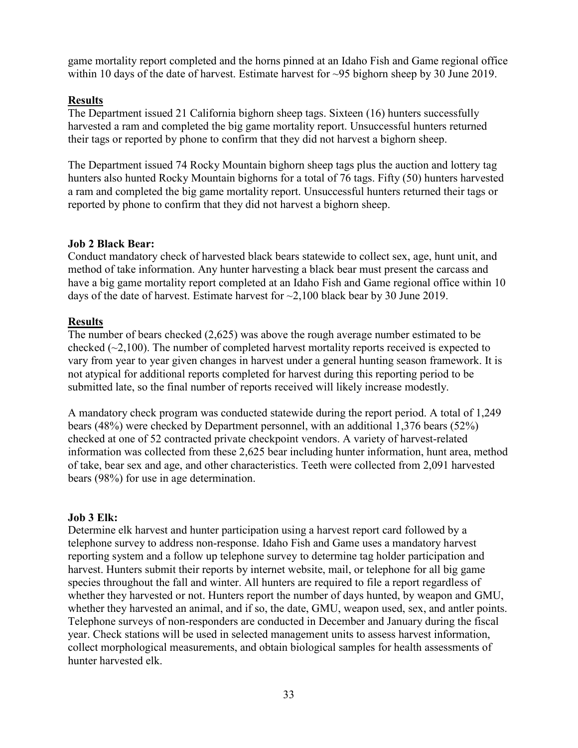game mortality report completed and the horns pinned at an Idaho Fish and Game regional office within 10 days of the date of harvest. Estimate harvest for ~95 bighorn sheep by 30 June 2019.

**Results**

The Department issued 21 California bighorn sheep tags. Sixteen (16) hunters successfully harvested a ram and completed the big game mortality report. Unsuccessful hunters returned their tags or reported by phone to confirm that they did not harvest a bighorn sheep.

The Department issued 74 Rocky Mountain bighorn sheep tags plus the auction and lottery tag hunters also hunted Rocky Mountain bighorns for a total of 76 tags. Fifty (50) hunters harvested a ram and completed the big game mortality report. Unsuccessful hunters returned their tags or reported by phone to confirm that they did not harvest a bighorn sheep.

**Job 2 Black Bear:**

Conduct mandatory check of harvested black bears statewide to collect sex, age, hunt unit, and method of take information. Any hunter harvesting a black bear must present the carcass and have a big game mortality report completed at an Idaho Fish and Game regional office within 10 days of the date of harvest. Estimate harvest for ~2,100 black bear by 30 June 2019.

**Results**

The number of bears checked (2,625) was above the rough average number estimated to be checked (~2,100). The number of completed harvest mortality reports received is expected to vary from year to year given changes in harvest under a general hunting season framework. It is not atypical for additional reports completed for harvest during this reporting period to be submitted late, so the final number of reports received will likely increase modestly.

A mandatory check program was conducted statewide during the report period. A total of 1,249 bears (48%) were checked by Department personnel, with an additional 1,376 bears (52%) checked at one of 52 contracted private checkpoint vendors. A variety of harvest-related information was collected from these 2,625 bear including hunter information, hunt area, method of take, bear sex and age, and other characteristics. Teeth were collected from 2,091 harvested bears (98%) for use in age determination.

**Job 3 Elk:**

Determine elk harvest and hunter participation using a harvest report card followed by a telephone survey to address non-response. Idaho Fish and Game uses a mandatory harvest reporting system and a follow up telephone survey to determine tag holder participation and harvest. Hunters submit their reports by internet website, mail, or telephone for all big game species throughout the fall and winter. All hunters are required to file a report regardless of whether they harvested or not. Hunters report the number of days hunted, by weapon and GMU, whether they harvested an animal, and if so, the date, GMU, weapon used, sex, and antler points. Telephone surveys of non-responders are conducted in December and January during the fiscal year. Check stations will be used in selected management units to assess harvest information, collect morphological measurements, and obtain biological samples for health assessments of hunter harvested elk.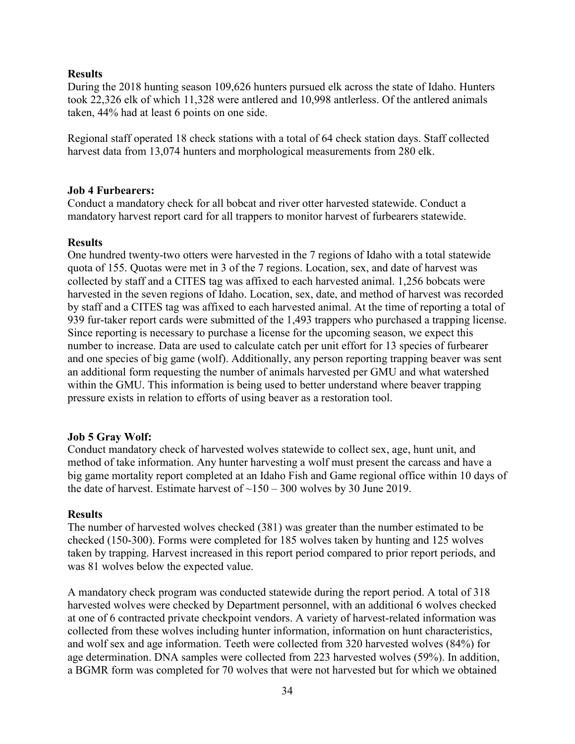**Results**

During the 2018 hunting season 109,626 hunters pursued elk across the state of Idaho. Hunters took 22,326 elk of which 11,328 were antlered and 10,998 antlerless. Of the antlered animals taken, 44% had at least 6 points on one side.

Regional staff operated 18 check stations with a total of 64 check station days. Staff collected harvest data from 13,074 hunters and morphological measurements from 280 elk.

**Job 4 Furbearers:**

Conduct a mandatory check for all bobcat and river otter harvested statewide. Conduct a mandatory harvest report card for all trappers to monitor harvest of furbearers statewide.

**Results**

One hundred twenty-two otters were harvested in the 7 regions of Idaho with a total statewide quota of 155. Quotas were met in 3 of the 7 regions. Location, sex, and date of harvest was collected by staff and a CITES tag was affixed to each harvested animal. 1,256 bobcats were harvested in the seven regions of Idaho. Location, sex, date, and method of harvest was recorded by staff and a CITES tag was affixed to each harvested animal. At the time of reporting a total of 939 fur-taker report cards were submitted of the 1,493 trappers who purchased a trapping license. Since reporting is necessary to purchase a license for the upcoming season, we expect this number to increase. Data are used to calculate catch per unit effort for 13 species of furbearer and one species of big game (wolf). Additionally, any person reporting trapping beaver was sent an additional form requesting the number of animals harvested per GMU and what watershed within the GMU. This information is being used to better understand where beaver trapping pressure exists in relation to efforts of using beaver as a restoration tool.

**Job 5 Gray Wolf:**

Conduct mandatory check of harvested wolves statewide to collect sex, age, hunt unit, and method of take information. Any hunter harvesting a wolf must present the carcass and have a big game mortality report completed at an Idaho Fish and Game regional office within 10 days of the date of harvest. Estimate harvest of ~150 – 300 wolves by 30 June 2019.

**Results**

The number of harvested wolves checked (381) was greater than the number estimated to be checked (150-300). Forms were completed for 185 wolves taken by hunting and 125 wolves taken by trapping. Harvest increased in this report period compared to prior report periods, and was 81 wolves below the expected value.

A mandatory check program was conducted statewide during the report period. A total of 318 harvested wolves were checked by Department personnel, with an additional 6 wolves checked at one of 6 contracted private checkpoint vendors. A variety of harvest-related information was collected from these wolves including hunter information, information on hunt characteristics, and wolf sex and age information. Teeth were collected from 320 harvested wolves (84%) for age determination. DNA samples were collected from 223 harvested wolves (59%). In addition, a BGMR form was completed for 70 wolves that were not harvested but for which we obtained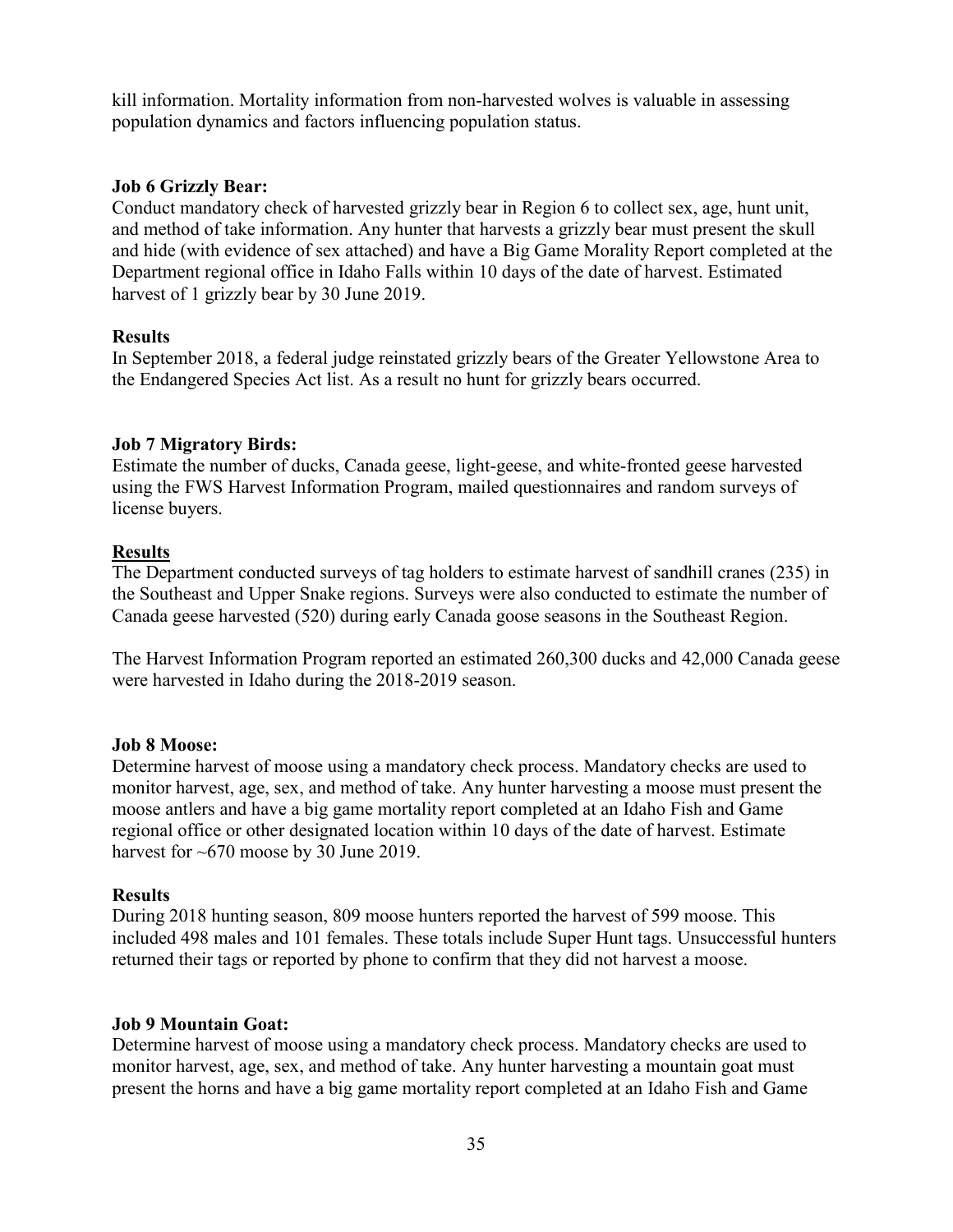kill information. Mortality information from non-harvested wolves is valuable in assessing population dynamics and factors influencing population status.

**Job 6 Grizzly Bear:**
Conduct mandatory check of harvested grizzly bear in Region 6 to collect sex, age, hunt unit, and method of take information. Any hunter that harvests a grizzly bear must present the skull and hide (with evidence of sex attached) and have a Big Game Morality Report completed at the Department regional office in Idaho Falls within 10 days of the date of harvest. Estimated harvest of 1 grizzly bear by 30 June 2019.

**Results**
In September 2018, a federal judge reinstated grizzly bears of the Greater Yellowstone Area to the Endangered Species Act list. As a result no hunt for grizzly bears occurred.

**Job 7 Migratory Birds:**
Estimate the number of ducks, Canada geese, light-geese, and white-fronted geese harvested using the FWS Harvest Information Program, mailed questionnaires and random surveys of license buyers.

**Results**
The Department conducted surveys of tag holders to estimate harvest of sandhill cranes (235) in the Southeast and Upper Snake regions. Surveys were also conducted to estimate the number of Canada geese harvested (520) during early Canada goose seasons in the Southeast Region.

The Harvest Information Program reported an estimated 260,300 ducks and 42,000 Canada geese were harvested in Idaho during the 2018-2019 season.

**Job 8 Moose:**
Determine harvest of moose using a mandatory check process. Mandatory checks are used to monitor harvest, age, sex, and method of take. Any hunter harvesting a moose must present the moose antlers and have a big game mortality report completed at an Idaho Fish and Game regional office or other designated location within 10 days of the date of harvest. Estimate harvest for ~670 moose by 30 June 2019.

**Results**
During 2018 hunting season, 809 moose hunters reported the harvest of 599 moose. This included 498 males and 101 females. These totals include Super Hunt tags. Unsuccessful hunters returned their tags or reported by phone to confirm that they did not harvest a moose.

**Job 9 Mountain Goat:**
Determine harvest of moose using a mandatory check process. Mandatory checks are used to monitor harvest, age, sex, and method of take. Any hunter harvesting a mountain goat must present the horns and have a big game mortality report completed at an Idaho Fish and Game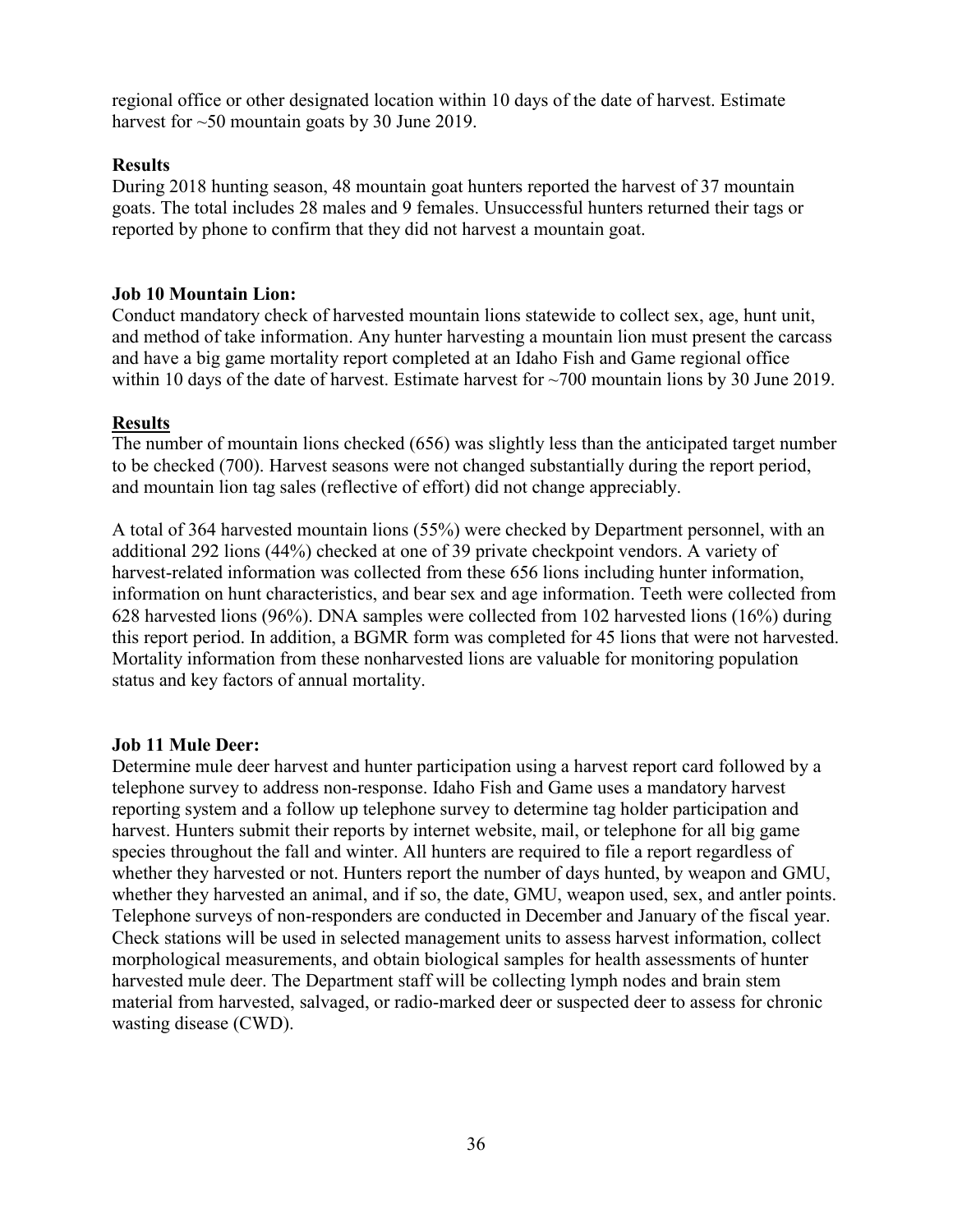regional office or other designated location within 10 days of the date of harvest. Estimate harvest for ~50 mountain goats by 30 June 2019.

**Results**

During 2018 hunting season, 48 mountain goat hunters reported the harvest of 37 mountain goats. The total includes 28 males and 9 females. Unsuccessful hunters returned their tags or reported by phone to confirm that they did not harvest a mountain goat.

**Job 10 Mountain Lion:**

Conduct mandatory check of harvested mountain lions statewide to collect sex, age, hunt unit, and method of take information. Any hunter harvesting a mountain lion must present the carcass and have a big game mortality report completed at an Idaho Fish and Game regional office within 10 days of the date of harvest. Estimate harvest for ~700 mountain lions by 30 June 2019.

**Results**

The number of mountain lions checked (656) was slightly less than the anticipated target number to be checked (700). Harvest seasons were not changed substantially during the report period, and mountain lion tag sales (reflective of effort) did not change appreciably.

A total of 364 harvested mountain lions (55%) were checked by Department personnel, with an additional 292 lions (44%) checked at one of 39 private checkpoint vendors. A variety of harvest-related information was collected from these 656 lions including hunter information, information on hunt characteristics, and bear sex and age information. Teeth were collected from 628 harvested lions (96%). DNA samples were collected from 102 harvested lions (16%) during this report period. In addition, a BGMR form was completed for 45 lions that were not harvested. Mortality information from these nonharvested lions are valuable for monitoring population status and key factors of annual mortality.

**Job 11 Mule Deer:**

Determine mule deer harvest and hunter participation using a harvest report card followed by a telephone survey to address non-response. Idaho Fish and Game uses a mandatory harvest reporting system and a follow up telephone survey to determine tag holder participation and harvest. Hunters submit their reports by internet website, mail, or telephone for all big game species throughout the fall and winter. All hunters are required to file a report regardless of whether they harvested or not. Hunters report the number of days hunted, by weapon and GMU, whether they harvested an animal, and if so, the date, GMU, weapon used, sex, and antler points. Telephone surveys of non-responders are conducted in December and January of the fiscal year. Check stations will be used in selected management units to assess harvest information, collect morphological measurements, and obtain biological samples for health assessments of hunter harvested mule deer. The Department staff will be collecting lymph nodes and brain stem material from harvested, salvaged, or radio-marked deer or suspected deer to assess for chronic wasting disease (CWD).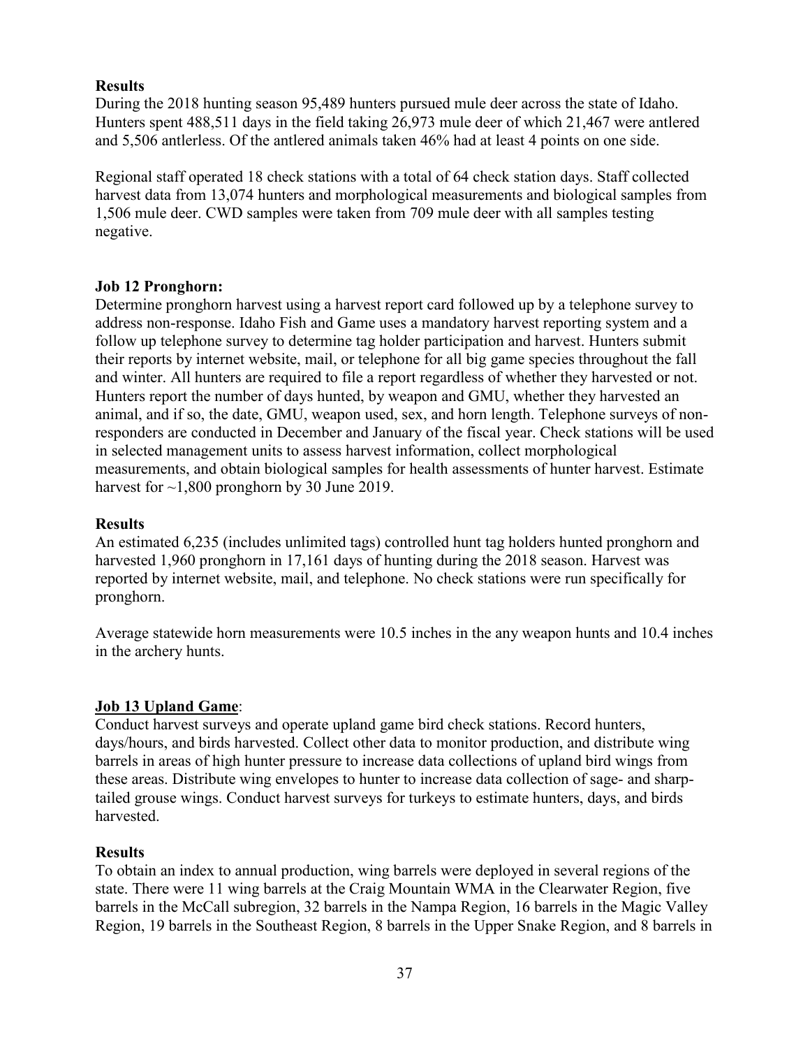**Results**

During the 2018 hunting season 95,489 hunters pursued mule deer across the state of Idaho. Hunters spent 488,511 days in the field taking 26,973 mule deer of which 21,467 were antlered and 5,506 antlerless. Of the antlered animals taken 46% had at least 4 points on one side.

Regional staff operated 18 check stations with a total of 64 check station days. Staff collected harvest data from 13,074 hunters and morphological measurements and biological samples from 1,506 mule deer. CWD samples were taken from 709 mule deer with all samples testing negative.

**Job 12 Pronghorn:**

Determine pronghorn harvest using a harvest report card followed up by a telephone survey to address non-response. Idaho Fish and Game uses a mandatory harvest reporting system and a follow up telephone survey to determine tag holder participation and harvest. Hunters submit their reports by internet website, mail, or telephone for all big game species throughout the fall and winter. All hunters are required to file a report regardless of whether they harvested or not. Hunters report the number of days hunted, by weapon and GMU, whether they harvested an animal, and if so, the date, GMU, weapon used, sex, and horn length. Telephone surveys of non-responders are conducted in December and January of the fiscal year. Check stations will be used in selected management units to assess harvest information, collect morphological measurements, and obtain biological samples for health assessments of hunter harvest. Estimate harvest for ~1,800 pronghorn by 30 June 2019.

**Results**

An estimated 6,235 (includes unlimited tags) controlled hunt tag holders hunted pronghorn and harvested 1,960 pronghorn in 17,161 days of hunting during the 2018 season. Harvest was reported by internet website, mail, and telephone. No check stations were run specifically for pronghorn.

Average statewide horn measurements were 10.5 inches in the any weapon hunts and 10.4 inches in the archery hunts.

**Job 13 Upland Game**:

Conduct harvest surveys and operate upland game bird check stations. Record hunters, days/hours, and birds harvested. Collect other data to monitor production, and distribute wing barrels in areas of high hunter pressure to increase data collections of upland bird wings from these areas. Distribute wing envelopes to hunter to increase data collection of sage- and sharp-tailed grouse wings. Conduct harvest surveys for turkeys to estimate hunters, days, and birds harvested.

**Results**

To obtain an index to annual production, wing barrels were deployed in several regions of the state. There were 11 wing barrels at the Craig Mountain WMA in the Clearwater Region, five barrels in the McCall subregion, 32 barrels in the Nampa Region, 16 barrels in the Magic Valley Region, 19 barrels in the Southeast Region, 8 barrels in the Upper Snake Region, and 8 barrels in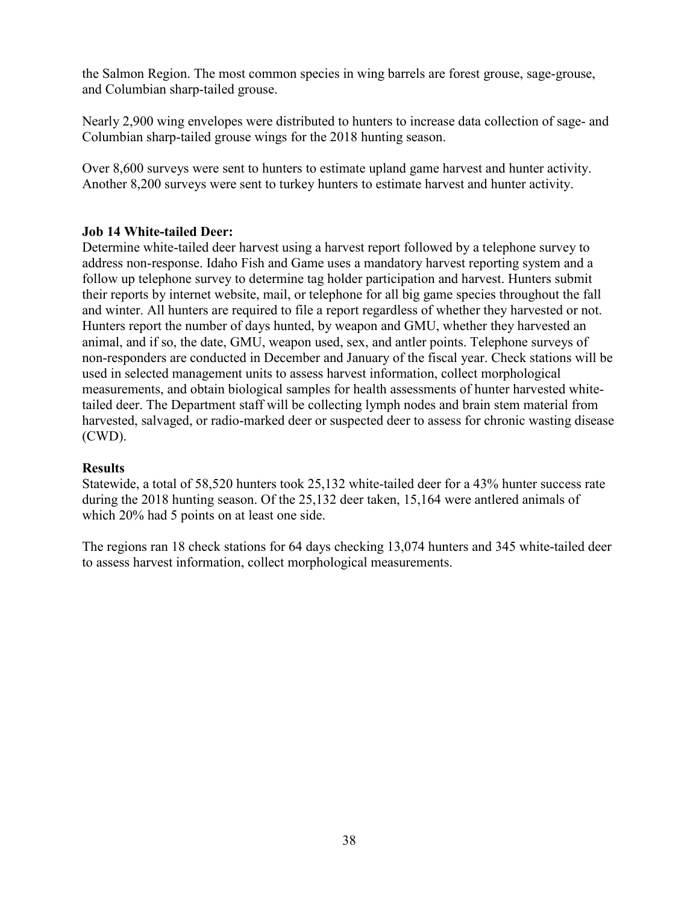the Salmon Region. The most common species in wing barrels are forest grouse, sage-grouse, and Columbian sharp-tailed grouse.

Nearly 2,900 wing envelopes were distributed to hunters to increase data collection of sage- and Columbian sharp-tailed grouse wings for the 2018 hunting season.

Over 8,600 surveys were sent to hunters to estimate upland game harvest and hunter activity. Another 8,200 surveys were sent to turkey hunters to estimate harvest and hunter activity.

**Job 14 White-tailed Deer:**
Determine white-tailed deer harvest using a harvest report followed by a telephone survey to address non-response. Idaho Fish and Game uses a mandatory harvest reporting system and a follow up telephone survey to determine tag holder participation and harvest. Hunters submit their reports by internet website, mail, or telephone for all big game species throughout the fall and winter. All hunters are required to file a report regardless of whether they harvested or not. Hunters report the number of days hunted, by weapon and GMU, whether they harvested an animal, and if so, the date, GMU, weapon used, sex, and antler points. Telephone surveys of non-responders are conducted in December and January of the fiscal year. Check stations will be used in selected management units to assess harvest information, collect morphological measurements, and obtain biological samples for health assessments of hunter harvested white-tailed deer. The Department staff will be collecting lymph nodes and brain stem material from harvested, salvaged, or radio-marked deer or suspected deer to assess for chronic wasting disease (CWD).

**Results**
Statewide, a total of 58,520 hunters took 25,132 white-tailed deer for a 43% hunter success rate during the 2018 hunting season. Of the 25,132 deer taken, 15,164 were antlered animals of which 20% had 5 points on at least one side.

The regions ran 18 check stations for 64 days checking 13,074 hunters and 345 white-tailed deer to assess harvest information, collect morphological measurements.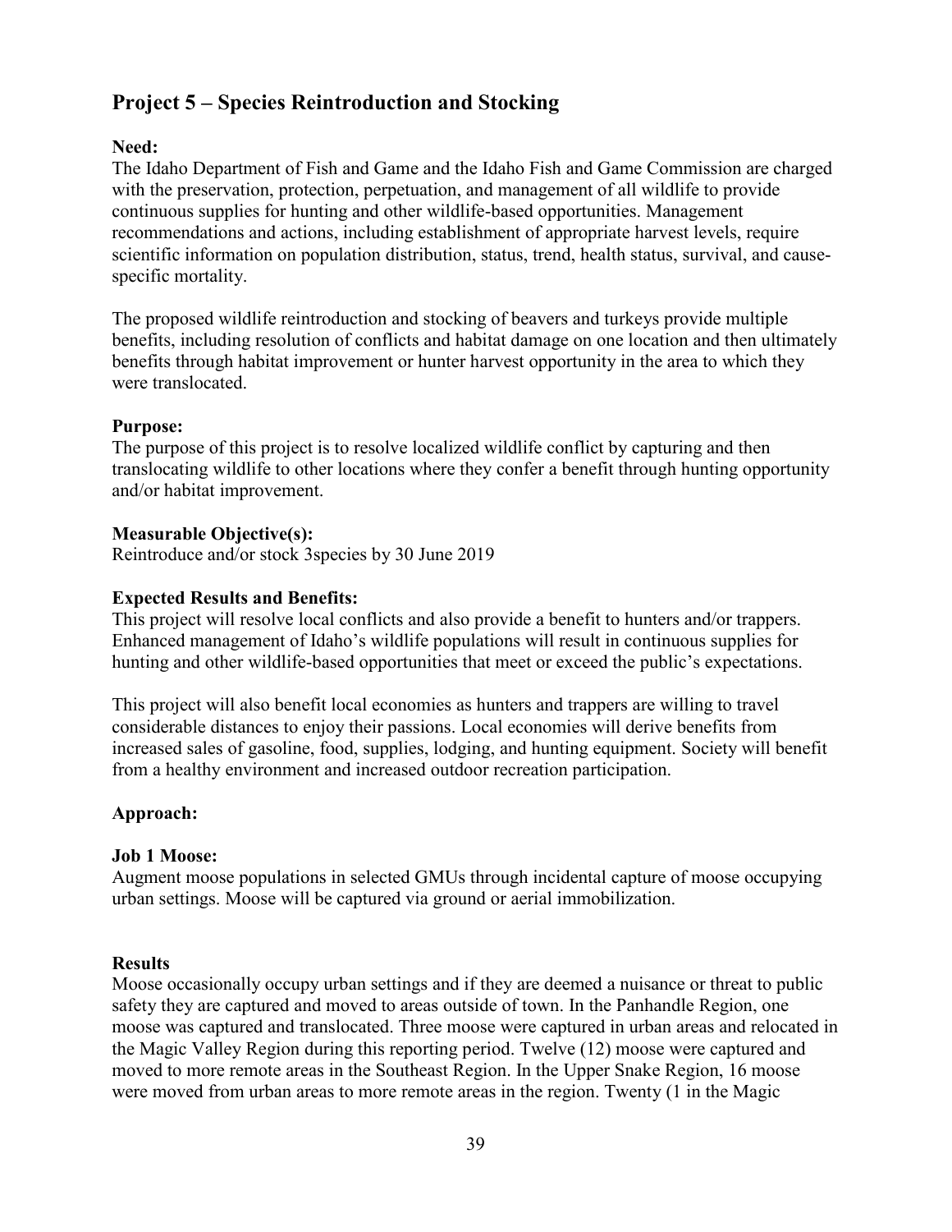## Project 5 – Species Reintroduction and Stocking

**Need:**
The Idaho Department of Fish and Game and the Idaho Fish and Game Commission are charged with the preservation, protection, perpetuation, and management of all wildlife to provide continuous supplies for hunting and other wildlife-based opportunities. Management recommendations and actions, including establishment of appropriate harvest levels, require scientific information on population distribution, status, trend, health status, survival, and cause-specific mortality.

The proposed wildlife reintroduction and stocking of beavers and turkeys provide multiple benefits, including resolution of conflicts and habitat damage on one location and then ultimately benefits through habitat improvement or hunter harvest opportunity in the area to which they were translocated.

**Purpose:**
The purpose of this project is to resolve localized wildlife conflict by capturing and then translocating wildlife to other locations where they confer a benefit through hunting opportunity and/or habitat improvement.

**Measurable Objective(s):**
Reintroduce and/or stock 3species by 30 June 2019

**Expected Results and Benefits:**
This project will resolve local conflicts and also provide a benefit to hunters and/or trappers. Enhanced management of Idaho's wildlife populations will result in continuous supplies for hunting and other wildlife-based opportunities that meet or exceed the public's expectations.

This project will also benefit local economies as hunters and trappers are willing to travel considerable distances to enjoy their passions. Local economies will derive benefits from increased sales of gasoline, food, supplies, lodging, and hunting equipment. Society will benefit from a healthy environment and increased outdoor recreation participation.

**Approach:**

**Job 1 Moose:**
Augment moose populations in selected GMUs through incidental capture of moose occupying urban settings. Moose will be captured via ground or aerial immobilization.

**Results**
Moose occasionally occupy urban settings and if they are deemed a nuisance or threat to public safety they are captured and moved to areas outside of town. In the Panhandle Region, one moose was captured and translocated. Three moose were captured in urban areas and relocated in the Magic Valley Region during this reporting period. Twelve (12) moose were captured and moved to more remote areas in the Southeast Region. In the Upper Snake Region, 16 moose were moved from urban areas to more remote areas in the region. Twenty (1 in the Magic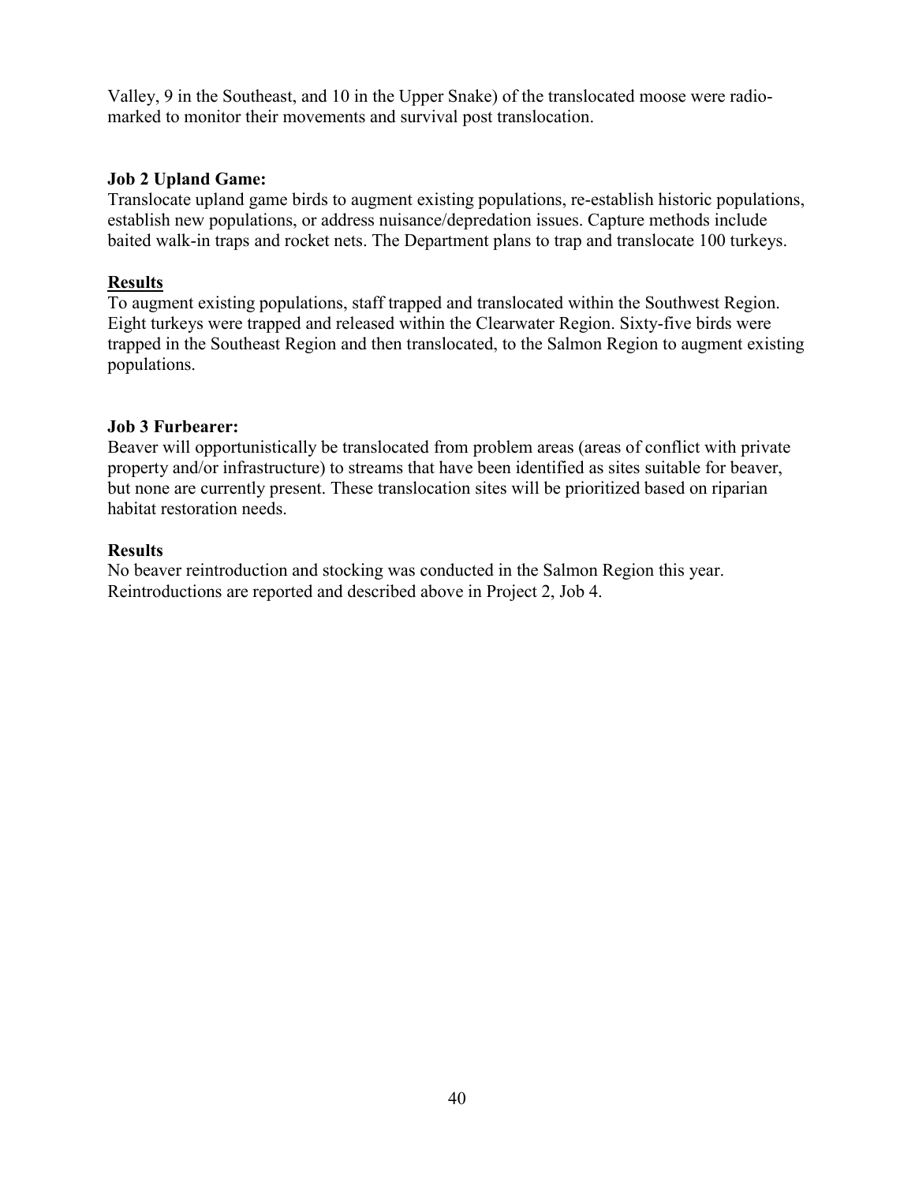Valley, 9 in the Southeast, and 10 in the Upper Snake) of the translocated moose were radio-marked to monitor their movements and survival post translocation.

**Job 2 Upland Game:**
Translocate upland game birds to augment existing populations, re-establish historic populations, establish new populations, or address nuisance/depredation issues. Capture methods include baited walk-in traps and rocket nets. The Department plans to trap and translocate 100 turkeys.

**Results**
To augment existing populations, staff trapped and translocated within the Southwest Region. Eight turkeys were trapped and released within the Clearwater Region. Sixty-five birds were trapped in the Southeast Region and then translocated, to the Salmon Region to augment existing populations.

**Job 3 Furbearer:**
Beaver will opportunistically be translocated from problem areas (areas of conflict with private property and/or infrastructure) to streams that have been identified as sites suitable for beaver, but none are currently present. These translocation sites will be prioritized based on riparian habitat restoration needs.

**Results**
No beaver reintroduction and stocking was conducted in the Salmon Region this year. Reintroductions are reported and described above in Project 2, Job 4.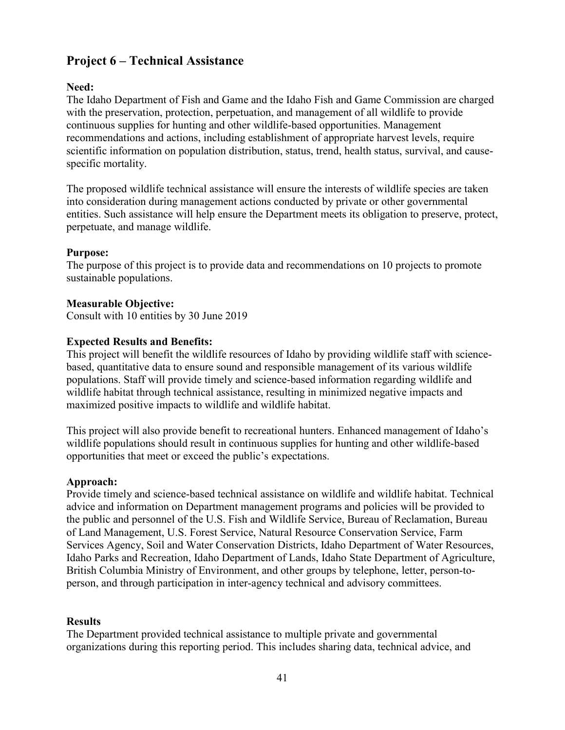## Project 6 – Technical Assistance

**Need:**
The Idaho Department of Fish and Game and the Idaho Fish and Game Commission are charged with the preservation, protection, perpetuation, and management of all wildlife to provide continuous supplies for hunting and other wildlife-based opportunities. Management recommendations and actions, including establishment of appropriate harvest levels, require scientific information on population distribution, status, trend, health status, survival, and cause-specific mortality.

The proposed wildlife technical assistance will ensure the interests of wildlife species are taken into consideration during management actions conducted by private or other governmental entities. Such assistance will help ensure the Department meets its obligation to preserve, protect, perpetuate, and manage wildlife.

**Purpose:**
The purpose of this project is to provide data and recommendations on 10 projects to promote sustainable populations.

**Measurable Objective:**
Consult with 10 entities by 30 June 2019

**Expected Results and Benefits:**
This project will benefit the wildlife resources of Idaho by providing wildlife staff with science-based, quantitative data to ensure sound and responsible management of its various wildlife populations. Staff will provide timely and science-based information regarding wildlife and wildlife habitat through technical assistance, resulting in minimized negative impacts and maximized positive impacts to wildlife and wildlife habitat.

This project will also provide benefit to recreational hunters. Enhanced management of Idaho's wildlife populations should result in continuous supplies for hunting and other wildlife-based opportunities that meet or exceed the public's expectations.

**Approach:**
Provide timely and science-based technical assistance on wildlife and wildlife habitat. Technical advice and information on Department management programs and policies will be provided to the public and personnel of the U.S. Fish and Wildlife Service, Bureau of Reclamation, Bureau of Land Management, U.S. Forest Service, Natural Resource Conservation Service, Farm Services Agency, Soil and Water Conservation Districts, Idaho Department of Water Resources, Idaho Parks and Recreation, Idaho Department of Lands, Idaho State Department of Agriculture, British Columbia Ministry of Environment, and other groups by telephone, letter, person-to-person, and through participation in inter-agency technical and advisory committees.

**Results**
The Department provided technical assistance to multiple private and governmental organizations during this reporting period. This includes sharing data, technical advice, and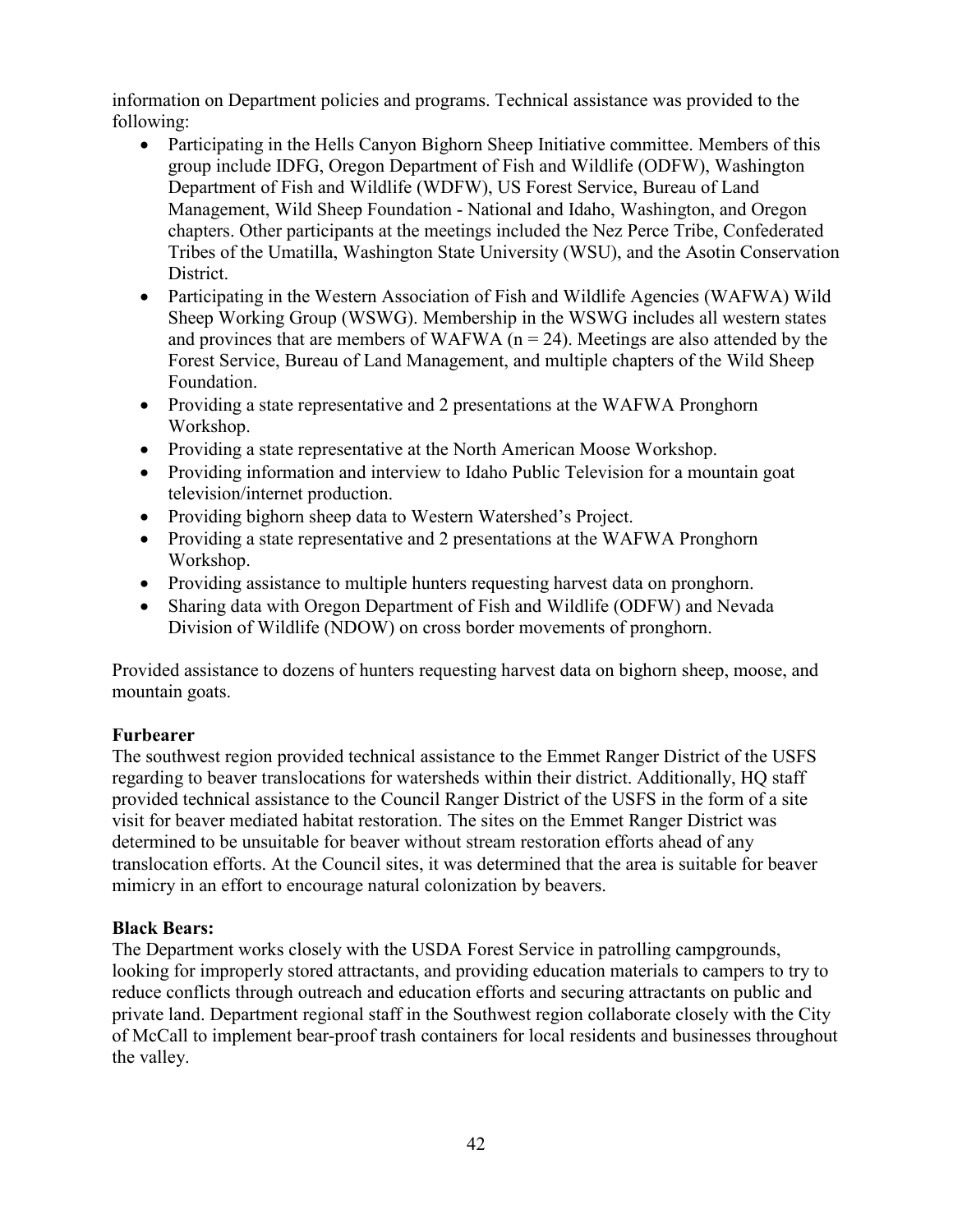information on Department policies and programs. Technical assistance was provided to the following:

- Participating in the Hells Canyon Bighorn Sheep Initiative committee. Members of this group include IDFG, Oregon Department of Fish and Wildlife (ODFW), Washington Department of Fish and Wildlife (WDFW), US Forest Service, Bureau of Land Management, Wild Sheep Foundation - National and Idaho, Washington, and Oregon chapters. Other participants at the meetings included the Nez Perce Tribe, Confederated Tribes of the Umatilla, Washington State University (WSU), and the Asotin Conservation District.
- Participating in the Western Association of Fish and Wildlife Agencies (WAFWA) Wild Sheep Working Group (WSWG). Membership in the WSWG includes all western states and provinces that are members of WAFWA (n = 24). Meetings are also attended by the Forest Service, Bureau of Land Management, and multiple chapters of the Wild Sheep Foundation.
- Providing a state representative and 2 presentations at the WAFWA Pronghorn Workshop.
- Providing a state representative at the North American Moose Workshop.
- Providing information and interview to Idaho Public Television for a mountain goat television/internet production.
- Providing bighorn sheep data to Western Watershed's Project.
- Providing a state representative and 2 presentations at the WAFWA Pronghorn Workshop.
- Providing assistance to multiple hunters requesting harvest data on pronghorn.
- Sharing data with Oregon Department of Fish and Wildlife (ODFW) and Nevada Division of Wildlife (NDOW) on cross border movements of pronghorn.

Provided assistance to dozens of hunters requesting harvest data on bighorn sheep, moose, and mountain goats.

**Furbearer**

The southwest region provided technical assistance to the Emmet Ranger District of the USFS regarding to beaver translocations for watersheds within their district. Additionally, HQ staff provided technical assistance to the Council Ranger District of the USFS in the form of a site visit for beaver mediated habitat restoration. The sites on the Emmet Ranger District was determined to be unsuitable for beaver without stream restoration efforts ahead of any translocation efforts. At the Council sites, it was determined that the area is suitable for beaver mimicry in an effort to encourage natural colonization by beavers.

**Black Bears:**

The Department works closely with the USDA Forest Service in patrolling campgrounds, looking for improperly stored attractants, and providing education materials to campers to try to reduce conflicts through outreach and education efforts and securing attractants on public and private land. Department regional staff in the Southwest region collaborate closely with the City of McCall to implement bear-proof trash containers for local residents and businesses throughout the valley.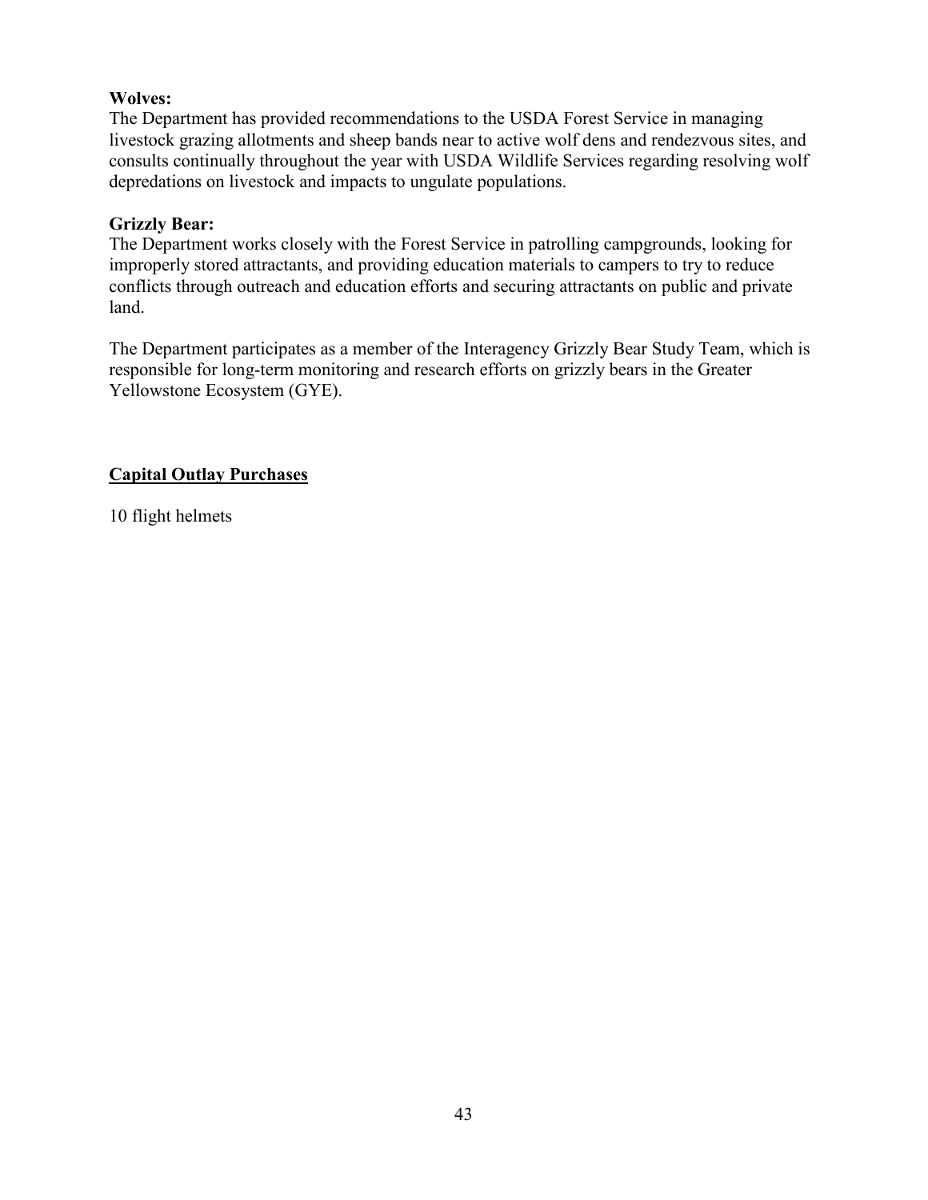**Wolves:**
The Department has provided recommendations to the USDA Forest Service in managing livestock grazing allotments and sheep bands near to active wolf dens and rendezvous sites, and consults continually throughout the year with USDA Wildlife Services regarding resolving wolf depredations on livestock and impacts to ungulate populations.

**Grizzly Bear:**
The Department works closely with the Forest Service in patrolling campgrounds, looking for improperly stored attractants, and providing education materials to campers to try to reduce conflicts through outreach and education efforts and securing attractants on public and private land.

The Department participates as a member of the Interagency Grizzly Bear Study Team, which is responsible for long-term monitoring and research efforts on grizzly bears in the Greater Yellowstone Ecosystem (GYE).

## Capital Outlay Purchases

10 flight helmets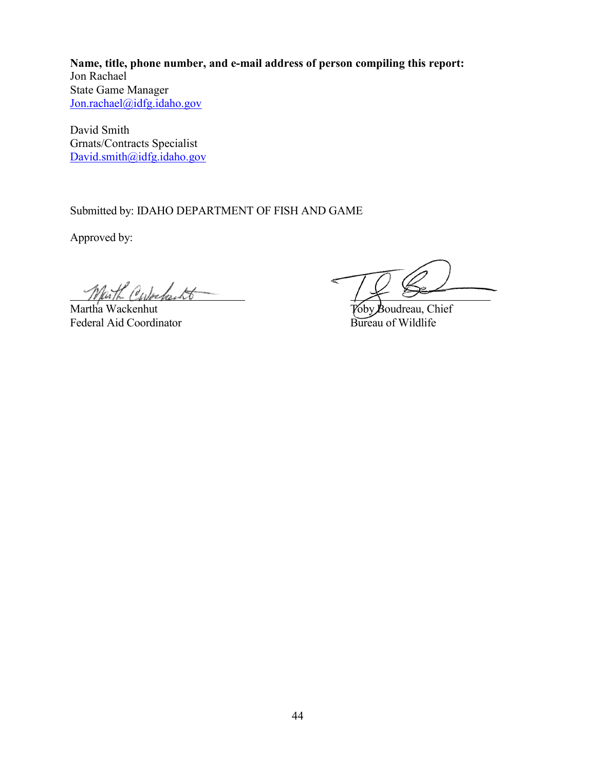**Name, title, phone number, and e-mail address of person compiling this report:**
Jon Rachael
State Game Manager
Jon.rachael@idfg.idaho.gov

David Smith
Grnats/Contracts Specialist
David.smith@idfg.idaho.gov

Submitted by: IDAHO DEPARTMENT OF FISH AND GAME

Approved by:

Martha Wackenhut
Federal Aid Coordinator

Toby Boudreau, Chief
Bureau of Wildlife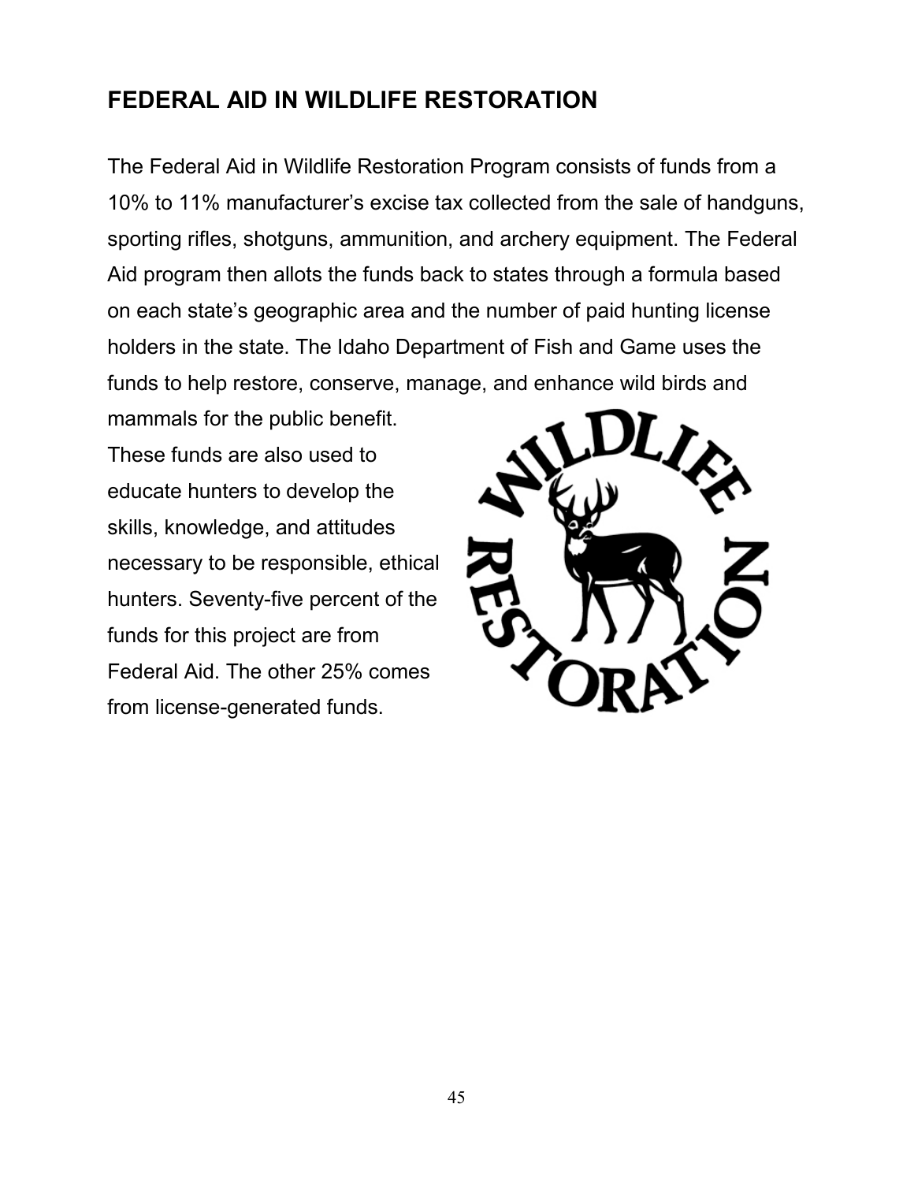## FEDERAL AID IN WILDLIFE RESTORATION

The Federal Aid in Wildlife Restoration Program consists of funds from a 10% to 11% manufacturer's excise tax collected from the sale of handguns, sporting rifles, shotguns, ammunition, and archery equipment. The Federal Aid program then allots the funds back to states through a formula based on each state's geographic area and the number of paid hunting license holders in the state. The Idaho Department of Fish and Game uses the funds to help restore, conserve, manage, and enhance wild birds and mammals for the public benefit. These funds are also used to educate hunters to develop the skills, knowledge, and attitudes necessary to be responsible, ethical hunters. Seventy-five percent of the funds for this project are from Federal Aid. The other 25% comes from license-generated funds.